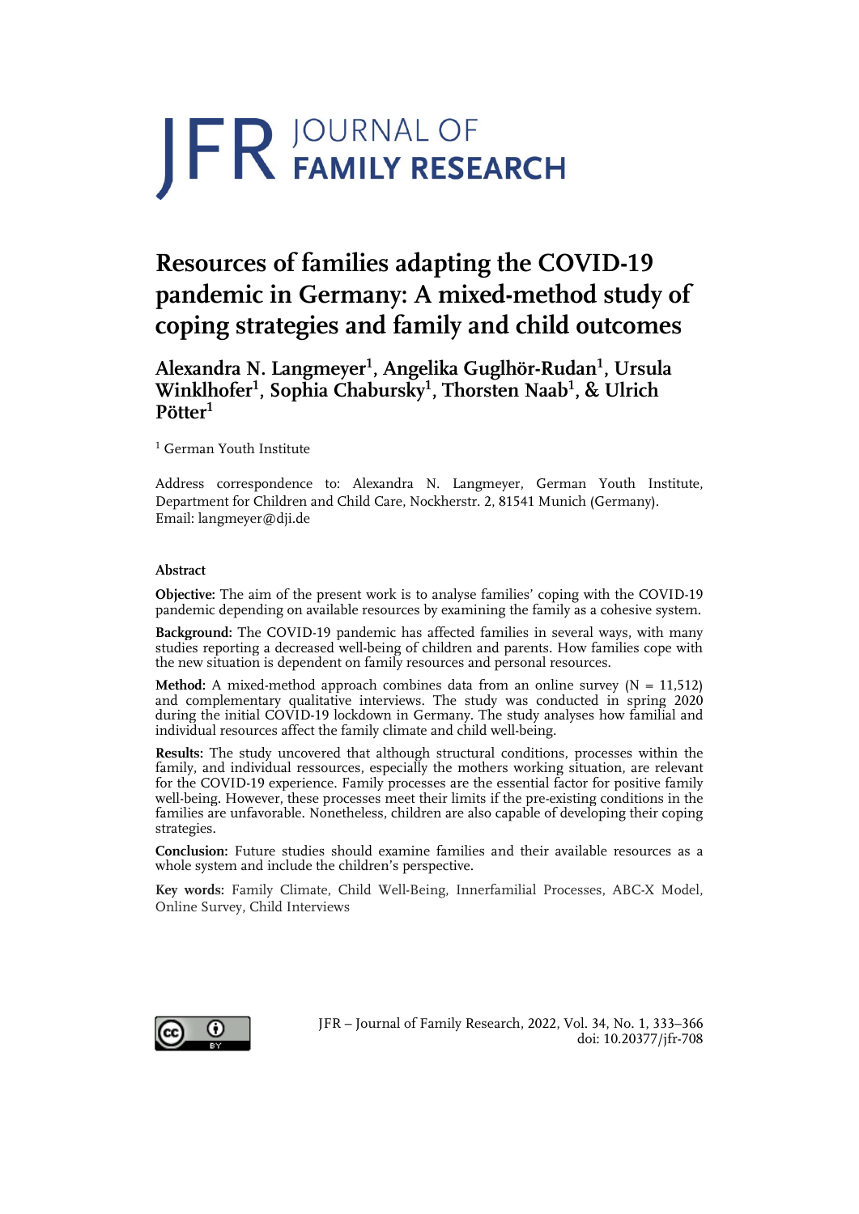JFR JOURNAL OF FAMILY RESEARCH

# Resources of families adapting the COVID-19 pandemic in Germany: A mixed-method study of coping strategies and family and child outcomes

**Alexandra N. Langmeyer[1], Angelika Guglhör-Rudan[1], Ursula Winklhofer[1], Sophia Chabursky[1], Thorsten Naab[1], & Ulrich Pötter[1]**

[1] German Youth Institute

Address correspondence to: Alexandra N. Langmeyer, German Youth Institute, Department for Children and Child Care, Nockherstr. 2, 81541 Munich (Germany). Email: langmeyer@dji.de

### Abstract

**Objective:** The aim of the present work is to analyse families' coping with the COVID-19 pandemic depending on available resources by examining the family as a cohesive system.

**Background:** The COVID-19 pandemic has affected families in several ways, with many studies reporting a decreased well-being of children and parents. How families cope with the new situation is dependent on family resources and personal resources.

**Method:** A mixed-method approach combines data from an online survey (N = 11,512) and complementary qualitative interviews. The study was conducted in spring 2020 during the initial COVID-19 lockdown in Germany. The study analyses how familial and individual resources affect the family climate and child well-being.

**Results:** The study uncovered that although structural conditions, processes within the family, and individual ressources, especially the mothers working situation, are relevant for the COVID-19 experience. Family processes are the essential factor for positive family well-being. However, these processes meet their limits if the pre-existing conditions in the families are unfavorable. Nonetheless, children are also capable of developing their coping strategies.

**Conclusion:** Future studies should examine families and their available resources as a whole system and include the children's perspective.

**Key words:** Family Climate, Child Well-Being, Innerfamilial Processes, ABC-X Model, Online Survey, Child Interviews

JFR – Journal of Family Research, 2022, Vol. 34, No. 1, 333–366
doi: 10.20377/jfr-708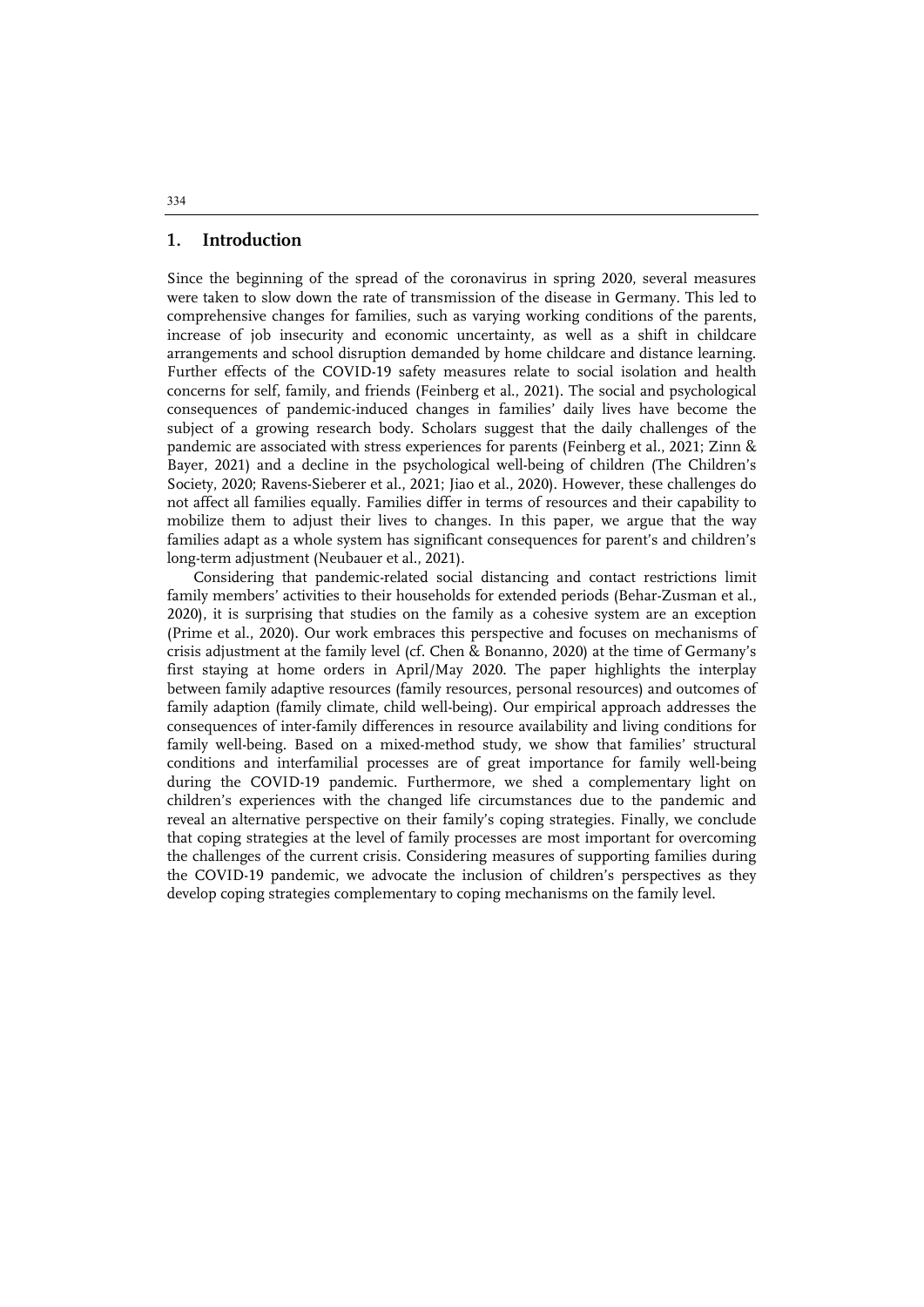## 1. Introduction

Since the beginning of the spread of the coronavirus in spring 2020, several measures were taken to slow down the rate of transmission of the disease in Germany. This led to comprehensive changes for families, such as varying working conditions of the parents, increase of job insecurity and economic uncertainty, as well as a shift in childcare arrangements and school disruption demanded by home childcare and distance learning. Further effects of the COVID-19 safety measures relate to social isolation and health concerns for self, family, and friends (Feinberg et al., 2021). The social and psychological consequences of pandemic-induced changes in families' daily lives have become the subject of a growing research body. Scholars suggest that the daily challenges of the pandemic are associated with stress experiences for parents (Feinberg et al., 2021; Zinn & Bayer, 2021) and a decline in the psychological well-being of children (The Children's Society, 2020; Ravens-Sieberer et al., 2021; Jiao et al., 2020). However, these challenges do not affect all families equally. Families differ in terms of resources and their capability to mobilize them to adjust their lives to changes. In this paper, we argue that the way families adapt as a whole system has significant consequences for parent's and children's long-term adjustment (Neubauer et al., 2021).

Considering that pandemic-related social distancing and contact restrictions limit family members' activities to their households for extended periods (Behar-Zusman et al., 2020), it is surprising that studies on the family as a cohesive system are an exception (Prime et al., 2020). Our work embraces this perspective and focuses on mechanisms of crisis adjustment at the family level (cf. Chen & Bonanno, 2020) at the time of Germany's first staying at home orders in April/May 2020. The paper highlights the interplay between family adaptive resources (family resources, personal resources) and outcomes of family adaption (family climate, child well-being). Our empirical approach addresses the consequences of inter-family differences in resource availability and living conditions for family well-being. Based on a mixed-method study, we show that families' structural conditions and interfamilial processes are of great importance for family well-being during the COVID-19 pandemic. Furthermore, we shed a complementary light on children's experiences with the changed life circumstances due to the pandemic and reveal an alternative perspective on their family's coping strategies. Finally, we conclude that coping strategies at the level of family processes are most important for overcoming the challenges of the current crisis. Considering measures of supporting families during the COVID-19 pandemic, we advocate the inclusion of children's perspectives as they develop coping strategies complementary to coping mechanisms on the family level.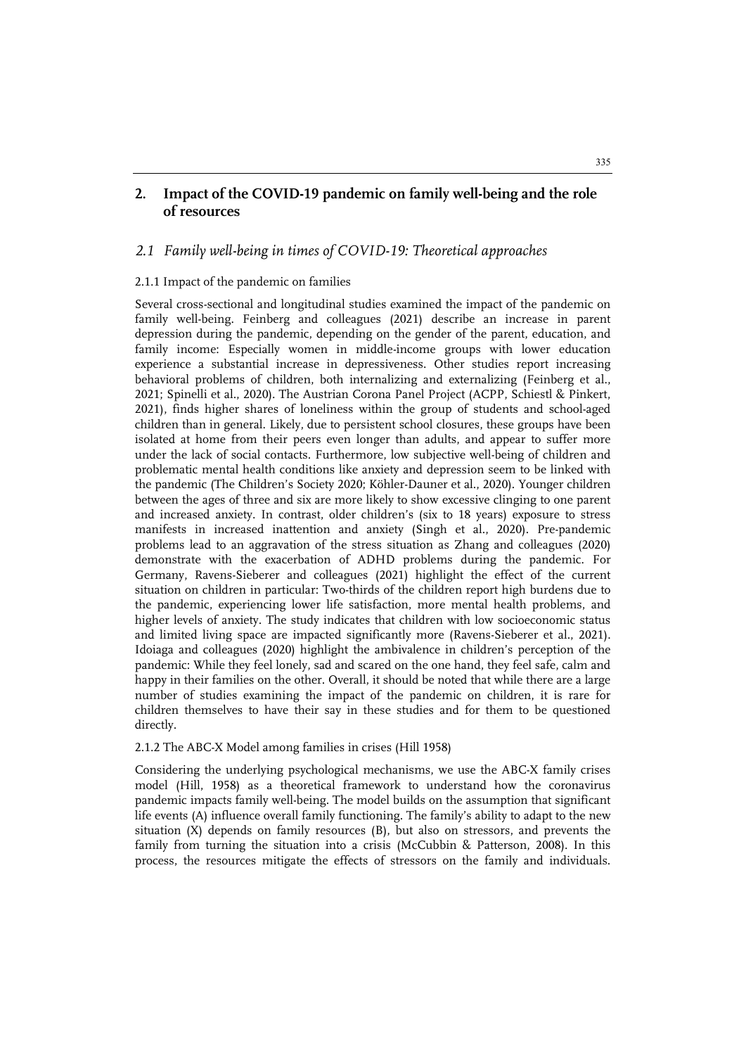## 2. Impact of the COVID-19 pandemic on family well-being and the role of resources

### *2.1 Family well-being in times of COVID-19: Theoretical approaches*

#### 2.1.1 Impact of the pandemic on families

Several cross-sectional and longitudinal studies examined the impact of the pandemic on family well-being. Feinberg and colleagues (2021) describe an increase in parent depression during the pandemic, depending on the gender of the parent, education, and family income: Especially women in middle-income groups with lower education experience a substantial increase in depressiveness. Other studies report increasing behavioral problems of children, both internalizing and externalizing (Feinberg et al., 2021; Spinelli et al., 2020). The Austrian Corona Panel Project (ACPP, Schiestl & Pinkert, 2021), finds higher shares of loneliness within the group of students and school-aged children than in general. Likely, due to persistent school closures, these groups have been isolated at home from their peers even longer than adults, and appear to suffer more under the lack of social contacts. Furthermore, low subjective well-being of children and problematic mental health conditions like anxiety and depression seem to be linked with the pandemic (The Children's Society 2020; Köhler-Dauner et al., 2020). Younger children between the ages of three and six are more likely to show excessive clinging to one parent and increased anxiety. In contrast, older children's (six to 18 years) exposure to stress manifests in increased inattention and anxiety (Singh et al., 2020). Pre-pandemic problems lead to an aggravation of the stress situation as Zhang and colleagues (2020) demonstrate with the exacerbation of ADHD problems during the pandemic. For Germany, Ravens-Sieberer and colleagues (2021) highlight the effect of the current situation on children in particular: Two-thirds of the children report high burdens due to the pandemic, experiencing lower life satisfaction, more mental health problems, and higher levels of anxiety. The study indicates that children with low socioeconomic status and limited living space are impacted significantly more (Ravens-Sieberer et al., 2021). Idoiaga and colleagues (2020) highlight the ambivalence in children's perception of the pandemic: While they feel lonely, sad and scared on the one hand, they feel safe, calm and happy in their families on the other. Overall, it should be noted that while there are a large number of studies examining the impact of the pandemic on children, it is rare for children themselves to have their say in these studies and for them to be questioned directly.

#### 2.1.2 The ABC-X Model among families in crises (Hill 1958)

Considering the underlying psychological mechanisms, we use the ABC-X family crises model (Hill, 1958) as a theoretical framework to understand how the coronavirus pandemic impacts family well-being. The model builds on the assumption that significant life events (A) influence overall family functioning. The family's ability to adapt to the new situation (X) depends on family resources (B), but also on stressors, and prevents the family from turning the situation into a crisis (McCubbin & Patterson, 2008). In this process, the resources mitigate the effects of stressors on the family and individuals.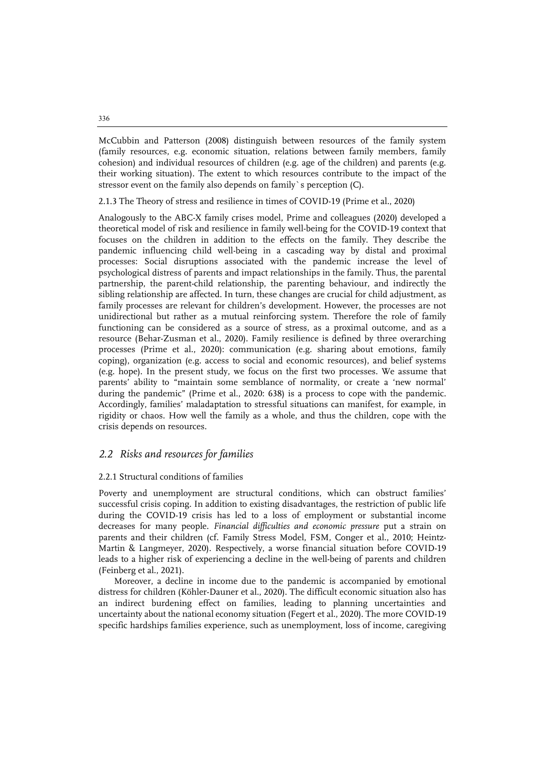McCubbin and Patterson (2008) distinguish between resources of the family system (family resources, e.g. economic situation, relations between family members, family cohesion) and individual resources of children (e.g. age of the children) and parents (e.g. their working situation). The extent to which resources contribute to the impact of the stressor event on the family also depends on family`s perception (C).

#### 2.1.3 The Theory of stress and resilience in times of COVID-19 (Prime et al., 2020)

Analogously to the ABC-X family crises model, Prime and colleagues (2020) developed a theoretical model of risk and resilience in family well-being for the COVID-19 context that focuses on the children in addition to the effects on the family. They describe the pandemic influencing child well-being in a cascading way by distal and proximal processes: Social disruptions associated with the pandemic increase the level of psychological distress of parents and impact relationships in the family. Thus, the parental partnership, the parent-child relationship, the parenting behaviour, and indirectly the sibling relationship are affected. In turn, these changes are crucial for child adjustment, as family processes are relevant for children's development. However, the processes are not unidirectional but rather as a mutual reinforcing system. Therefore the role of family functioning can be considered as a source of stress, as a proximal outcome, and as a resource (Behar-Zusman et al., 2020). Family resilience is defined by three overarching processes (Prime et al., 2020): communication (e.g. sharing about emotions, family coping), organization (e.g. access to social and economic resources), and belief systems (e.g. hope). In the present study, we focus on the first two processes. We assume that parents' ability to "maintain some semblance of normality, or create a 'new normal' during the pandemic" (Prime et al., 2020: 638) is a process to cope with the pandemic. Accordingly, families' maladaptation to stressful situations can manifest, for example, in rigidity or chaos. How well the family as a whole, and thus the children, cope with the crisis depends on resources.

## 2.2 Risks and resources for families

#### 2.2.1 Structural conditions of families

Poverty and unemployment are structural conditions, which can obstruct families' successful crisis coping. In addition to existing disadvantages, the restriction of public life during the COVID-19 crisis has led to a loss of employment or substantial income decreases for many people. *Financial difficulties and economic pressure* put a strain on parents and their children (cf. Family Stress Model, FSM, Conger et al., 2010; Heintz-Martin & Langmeyer, 2020). Respectively, a worse financial situation before COVID-19 leads to a higher risk of experiencing a decline in the well-being of parents and children (Feinberg et al., 2021).

Moreover, a decline in income due to the pandemic is accompanied by emotional distress for children (Köhler-Dauner et al., 2020). The difficult economic situation also has an indirect burdening effect on families, leading to planning uncertainties and uncertainty about the national economy situation (Fegert et al., 2020). The more COVID-19 specific hardships families experience, such as unemployment, loss of income, caregiving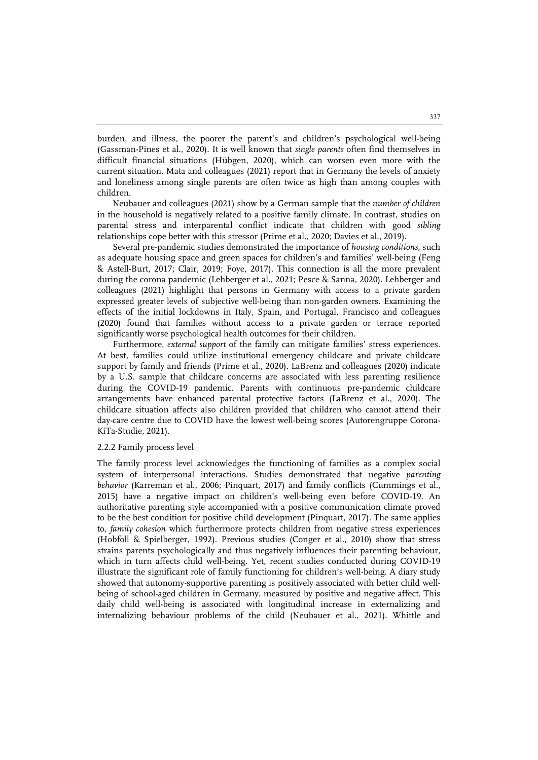burden, and illness, the poorer the parent's and children's psychological well-being (Gassman-Pines et al., 2020). It is well known that *single parents* often find themselves in difficult financial situations (Hübgen, 2020), which can worsen even more with the current situation. Mata and colleagues (2021) report that in Germany the levels of anxiety and loneliness among single parents are often twice as high than among couples with children.

Neubauer and colleagues (2021) show by a German sample that the *number of children* in the household is negatively related to a positive family climate. In contrast, studies on parental stress and interparental conflict indicate that children with good *sibling* relationships cope better with this stressor (Prime et al., 2020; Davies et al., 2019).

Several pre-pandemic studies demonstrated the importance of *housing conditions*, such as adequate housing space and green spaces for children's and families' well-being (Feng & Astell-Burt, 2017; Clair, 2019; Foye, 2017). This connection is all the more prevalent during the corona pandemic (Lehberger et al., 2021; Pesce & Sanna, 2020). Lehberger and colleagues (2021) highlight that persons in Germany with access to a private garden expressed greater levels of subjective well-being than non-garden owners. Examining the effects of the initial lockdowns in Italy, Spain, and Portugal, Francisco and colleagues (2020) found that families without access to a private garden or terrace reported significantly worse psychological health outcomes for their children.

Furthermore, *external support* of the family can mitigate families' stress experiences. At best, families could utilize institutional emergency childcare and private childcare support by family and friends (Prime et al., 2020). LaBrenz and colleagues (2020) indicate by a U.S. sample that childcare concerns are associated with less parenting resilience during the COVID-19 pandemic. Parents with continuous pre-pandemic childcare arrangements have enhanced parental protective factors (LaBrenz et al., 2020). The childcare situation affects also children provided that children who cannot attend their day-care centre due to COVID have the lowest well-being scores (Autorengruppe Corona-KiTa-Studie, 2021).

#### 2.2.2 Family process level

The family process level acknowledges the functioning of families as a complex social system of interpersonal interactions. Studies demonstrated that negative *parenting behavior* (Karreman et al., 2006; Pinquart, 2017) and family conflicts (Cummings et al., 2015) have a negative impact on children's well-being even before COVID-19. An authoritative parenting style accompanied with a positive communication climate proved to be the best condition for positive child development (Pinquart, 2017). The same applies to, *family cohesion* which furthermore protects children from negative stress experiences (Hobfoll & Spielberger, 1992). Previous studies (Conger et al., 2010) show that stress strains parents psychologically and thus negatively influences their parenting behaviour, which in turn affects child well-being. Yet, recent studies conducted during COVID-19 illustrate the significant role of family functioning for children's well-being. A diary study showed that autonomy-supportive parenting is positively associated with better child well-being of school-aged children in Germany, measured by positive and negative affect. This daily child well-being is associated with longitudinal increase in externalizing and internalizing behaviour problems of the child (Neubauer et al., 2021). Whittle and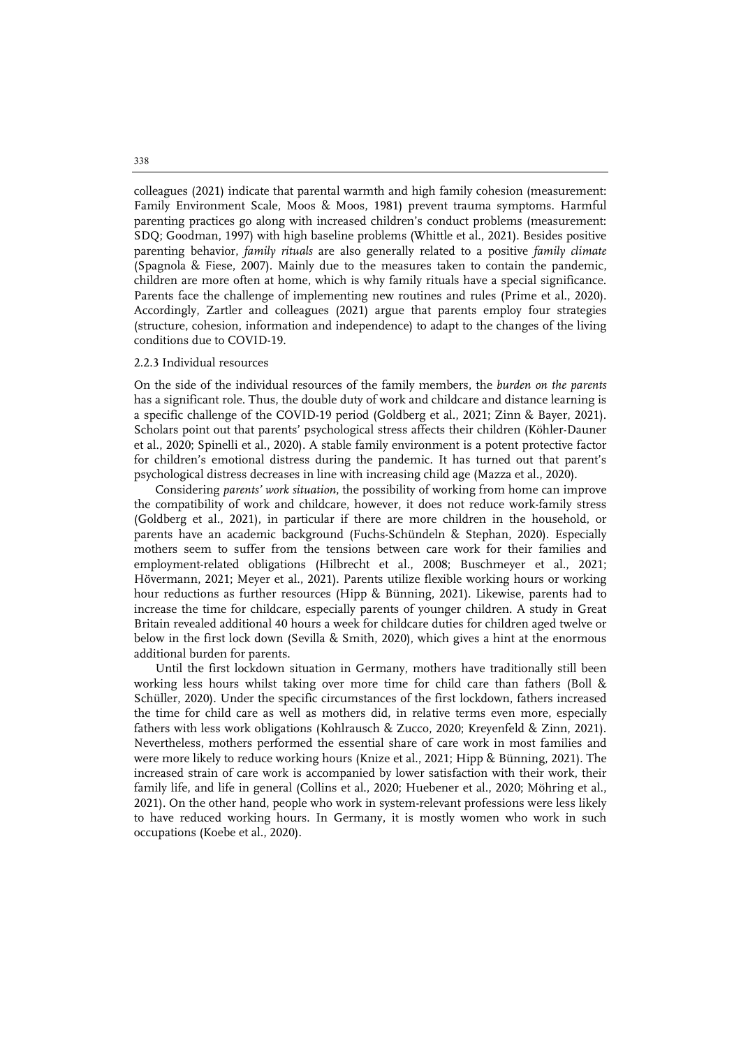colleagues (2021) indicate that parental warmth and high family cohesion (measurement: Family Environment Scale, Moos & Moos, 1981) prevent trauma symptoms. Harmful parenting practices go along with increased children's conduct problems (measurement: SDQ; Goodman, 1997) with high baseline problems (Whittle et al., 2021). Besides positive parenting behavior, *family rituals* are also generally related to a positive *family climate* (Spagnola & Fiese, 2007). Mainly due to the measures taken to contain the pandemic, children are more often at home, which is why family rituals have a special significance. Parents face the challenge of implementing new routines and rules (Prime et al., 2020). Accordingly, Zartler and colleagues (2021) argue that parents employ four strategies (structure, cohesion, information and independence) to adapt to the changes of the living conditions due to COVID-19.

### 2.2.3 Individual resources

On the side of the individual resources of the family members, the *burden on the parents* has a significant role. Thus, the double duty of work and childcare and distance learning is a specific challenge of the COVID-19 period (Goldberg et al., 2021; Zinn & Bayer, 2021). Scholars point out that parents' psychological stress affects their children (Köhler-Dauner et al., 2020; Spinelli et al., 2020). A stable family environment is a potent protective factor for children's emotional distress during the pandemic. It has turned out that parent's psychological distress decreases in line with increasing child age (Mazza et al., 2020).

Considering *parents' work situation*, the possibility of working from home can improve the compatibility of work and childcare, however, it does not reduce work-family stress (Goldberg et al., 2021), in particular if there are more children in the household, or parents have an academic background (Fuchs-Schündeln & Stephan, 2020). Especially mothers seem to suffer from the tensions between care work for their families and employment-related obligations (Hilbrecht et al., 2008; Buschmeyer et al., 2021; Hövermann, 2021; Meyer et al., 2021). Parents utilize flexible working hours or working hour reductions as further resources (Hipp & Bünning, 2021). Likewise, parents had to increase the time for childcare, especially parents of younger children. A study in Great Britain revealed additional 40 hours a week for childcare duties for children aged twelve or below in the first lock down (Sevilla & Smith, 2020), which gives a hint at the enormous additional burden for parents.

Until the first lockdown situation in Germany, mothers have traditionally still been working less hours whilst taking over more time for child care than fathers (Boll & Schüller, 2020). Under the specific circumstances of the first lockdown, fathers increased the time for child care as well as mothers did, in relative terms even more, especially fathers with less work obligations (Kohlrausch & Zucco, 2020; Kreyenfeld & Zinn, 2021). Nevertheless, mothers performed the essential share of care work in most families and were more likely to reduce working hours (Knize et al., 2021; Hipp & Bünning, 2021). The increased strain of care work is accompanied by lower satisfaction with their work, their family life, and life in general (Collins et al., 2020; Huebener et al., 2020; Möhring et al., 2021). On the other hand, people who work in system-relevant professions were less likely to have reduced working hours. In Germany, it is mostly women who work in such occupations (Koebe et al., 2020).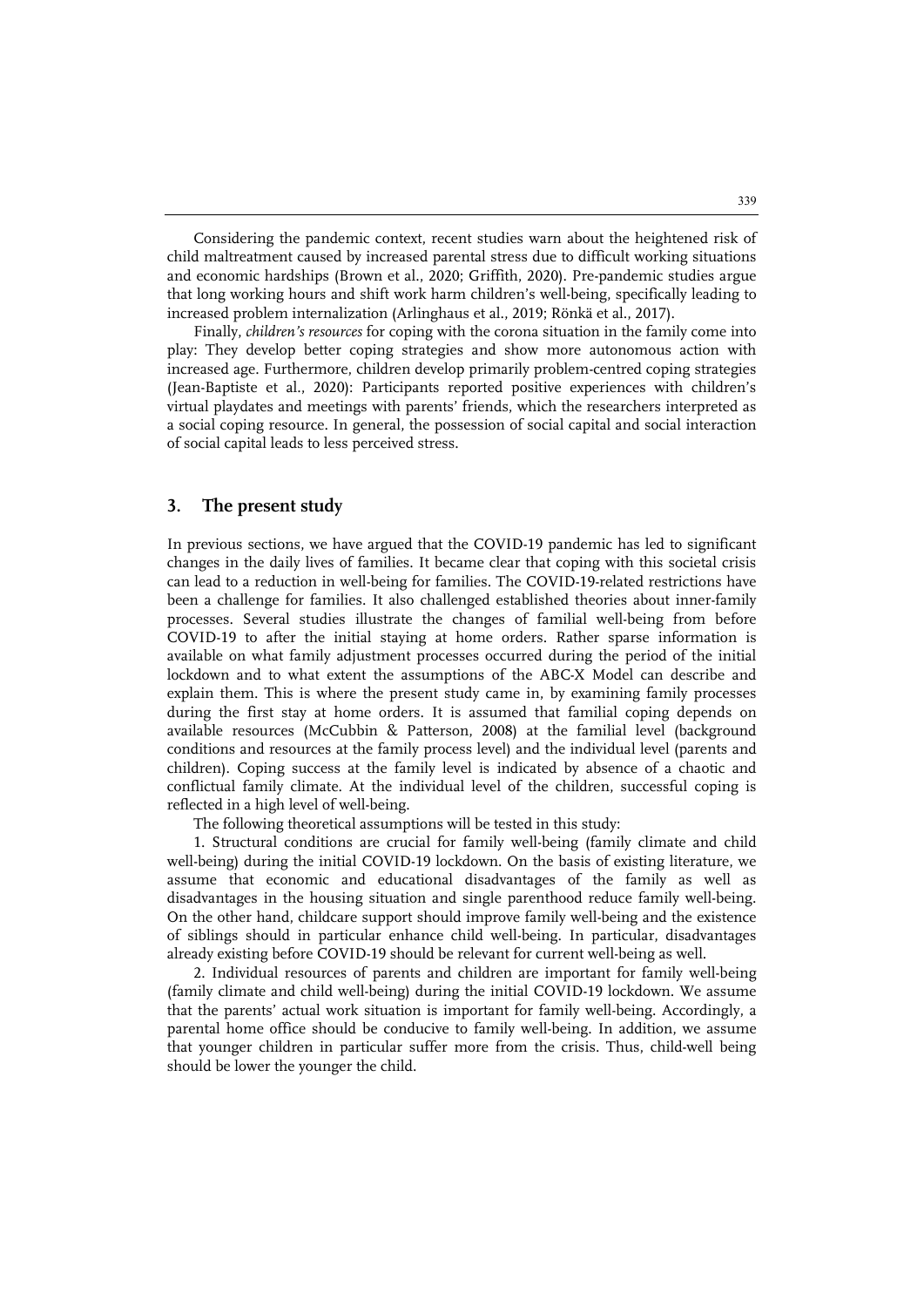Considering the pandemic context, recent studies warn about the heightened risk of child maltreatment caused by increased parental stress due to difficult working situations and economic hardships (Brown et al., 2020; Griffith, 2020). Pre-pandemic studies argue that long working hours and shift work harm children's well-being, specifically leading to increased problem internalization (Arlinghaus et al., 2019; Rönkä et al., 2017).

Finally, *children's resources* for coping with the corona situation in the family come into play: They develop better coping strategies and show more autonomous action with increased age. Furthermore, children develop primarily problem-centred coping strategies (Jean-Baptiste et al., 2020): Participants reported positive experiences with children's virtual playdates and meetings with parents' friends, which the researchers interpreted as a social coping resource. In general, the possession of social capital and social interaction of social capital leads to less perceived stress.

## 3. The present study

In previous sections, we have argued that the COVID-19 pandemic has led to significant changes in the daily lives of families. It became clear that coping with this societal crisis can lead to a reduction in well-being for families. The COVID-19-related restrictions have been a challenge for families. It also challenged established theories about inner-family processes. Several studies illustrate the changes of familial well-being from before COVID-19 to after the initial staying at home orders. Rather sparse information is available on what family adjustment processes occurred during the period of the initial lockdown and to what extent the assumptions of the ABC-X Model can describe and explain them. This is where the present study came in, by examining family processes during the first stay at home orders. It is assumed that familial coping depends on available resources (McCubbin & Patterson, 2008) at the familial level (background conditions and resources at the family process level) and the individual level (parents and children). Coping success at the family level is indicated by absence of a chaotic and conflictual family climate. At the individual level of the children, successful coping is reflected in a high level of well-being.

The following theoretical assumptions will be tested in this study:

1. Structural conditions are crucial for family well-being (family climate and child well-being) during the initial COVID-19 lockdown. On the basis of existing literature, we assume that economic and educational disadvantages of the family as well as disadvantages in the housing situation and single parenthood reduce family well-being. On the other hand, childcare support should improve family well-being and the existence of siblings should in particular enhance child well-being. In particular, disadvantages already existing before COVID-19 should be relevant for current well-being as well.

2. Individual resources of parents and children are important for family well-being (family climate and child well-being) during the initial COVID-19 lockdown. We assume that the parents' actual work situation is important for family well-being. Accordingly, a parental home office should be conducive to family well-being. In addition, we assume that younger children in particular suffer more from the crisis. Thus, child-well being should be lower the younger the child.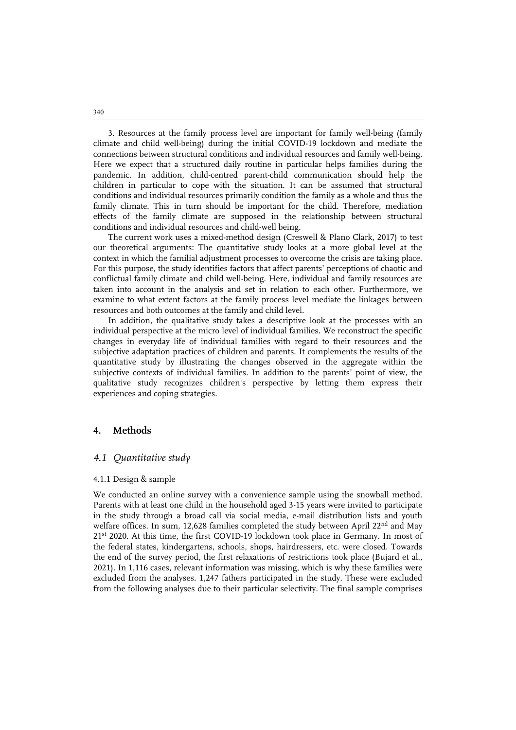3. Resources at the family process level are important for family well-being (family climate and child well-being) during the initial COVID-19 lockdown and mediate the connections between structural conditions and individual resources and family well-being. Here we expect that a structured daily routine in particular helps families during the pandemic. In addition, child-centred parent-child communication should help the children in particular to cope with the situation. It can be assumed that structural conditions and individual resources primarily condition the family as a whole and thus the family climate. This in turn should be important for the child. Therefore, mediation effects of the family climate are supposed in the relationship between structural conditions and individual resources and child-well being.

The current work uses a mixed-method design (Creswell & Plano Clark, 2017) to test our theoretical arguments: The quantitative study looks at a more global level at the context in which the familial adjustment processes to overcome the crisis are taking place. For this purpose, the study identifies factors that affect parents' perceptions of chaotic and conflictual family climate and child well-being. Here, individual and family resources are taken into account in the analysis and set in relation to each other. Furthermore, we examine to what extent factors at the family process level mediate the linkages between resources and both outcomes at the family and child level.

In addition, the qualitative study takes a descriptive look at the processes with an individual perspective at the micro level of individual families. We reconstruct the specific changes in everyday life of individual families with regard to their resources and the subjective adaptation practices of children and parents. It complements the results of the quantitative study by illustrating the changes observed in the aggregate within the subjective contexts of individual families. In addition to the parents' point of view, the qualitative study recognizes children's perspective by letting them express their experiences and coping strategies.

## 4. Methods

### *4.1 Quantitative study*

#### 4.1.1 Design & sample

We conducted an online survey with a convenience sample using the snowball method. Parents with at least one child in the household aged 3-15 years were invited to participate in the study through a broad call via social media, e-mail distribution lists and youth welfare offices. In sum, 12,628 families completed the study between April 22nd and May 21st 2020. At this time, the first COVID-19 lockdown took place in Germany. In most of the federal states, kindergartens, schools, shops, hairdressers, etc. were closed. Towards the end of the survey period, the first relaxations of restrictions took place (Bujard et al., 2021). In 1,116 cases, relevant information was missing, which is why these families were excluded from the analyses. 1,247 fathers participated in the study. These were excluded from the following analyses due to their particular selectivity. The final sample comprises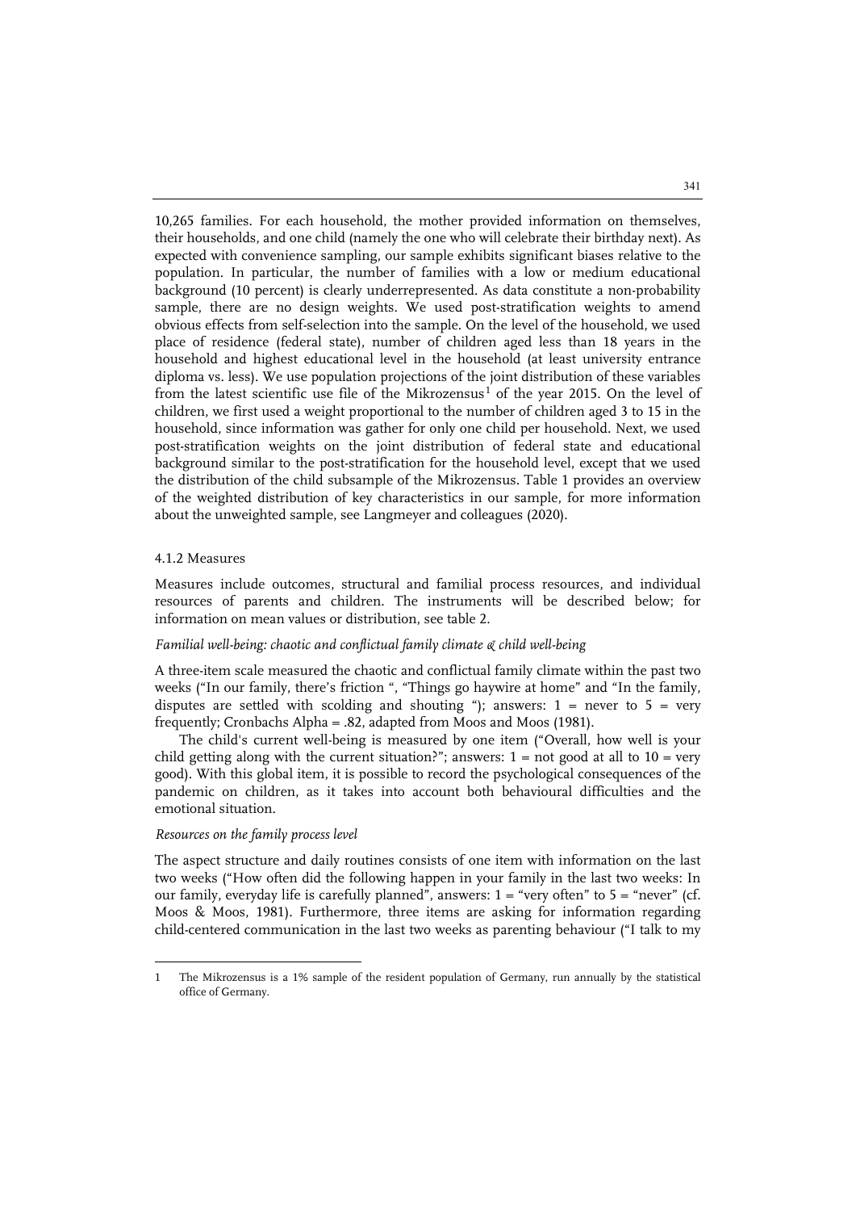10,265 families. For each household, the mother provided information on themselves, their households, and one child (namely the one who will celebrate their birthday next). As expected with convenience sampling, our sample exhibits significant biases relative to the population. In particular, the number of families with a low or medium educational background (10 percent) is clearly underrepresented. As data constitute a non-probability sample, there are no design weights. We used post-stratification weights to amend obvious effects from self-selection into the sample. On the level of the household, we used place of residence (federal state), number of children aged less than 18 years in the household and highest educational level in the household (at least university entrance diploma vs. less). We use population projections of the joint distribution of these variables from the latest scientific use file of the Mikrozensus[1] of the year 2015. On the level of children, we first used a weight proportional to the number of children aged 3 to 15 in the household, since information was gather for only one child per household. Next, we used post-stratification weights on the joint distribution of federal state and educational background similar to the post-stratification for the household level, except that we used the distribution of the child subsample of the Mikrozensus. Table 1 provides an overview of the weighted distribution of key characteristics in our sample, for more information about the unweighted sample, see Langmeyer and colleagues (2020).

### 4.1.2 Measures

Measures include outcomes, structural and familial process resources, and individual resources of parents and children. The instruments will be described below; for information on mean values or distribution, see table 2.

*Familial well-being: chaotic and conflictual family climate & child well-being*

A three-item scale measured the chaotic and conflictual family climate within the past two weeks ("In our family, there's friction ", "Things go haywire at home" and "In the family, disputes are settled with scolding and shouting "); answers: 1 = never to 5 = very frequently; Cronbachs Alpha = .82, adapted from Moos and Moos (1981).

The child's current well-being is measured by one item ("Overall, how well is your child getting along with the current situation?"; answers: 1 = not good at all to 10 = very good). With this global item, it is possible to record the psychological consequences of the pandemic on children, as it takes into account both behavioural difficulties and the emotional situation.

*Resources on the family process level*

The aspect structure and daily routines consists of one item with information on the last two weeks ("How often did the following happen in your family in the last two weeks: In our family, everyday life is carefully planned", answers: 1 = "very often" to 5 = "never" (cf. Moos & Moos, 1981). Furthermore, three items are asking for information regarding child-centered communication in the last two weeks as parenting behaviour ("I talk to my

---

[1] The Mikrozensus is a 1% sample of the resident population of Germany, run annually by the statistical office of Germany.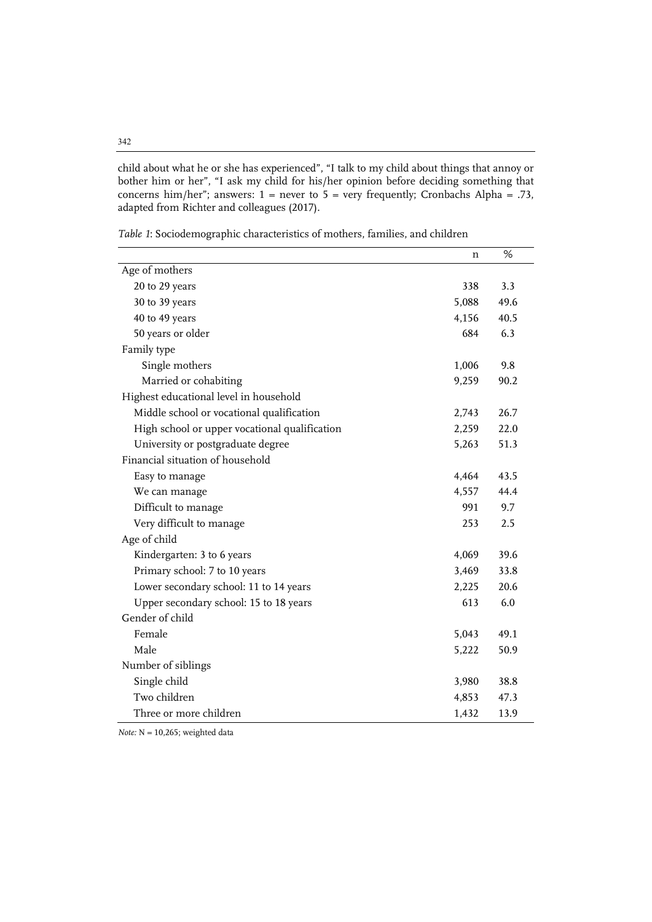child about what he or she has experienced", "I talk to my child about things that annoy or bother him or her", "I ask my child for his/her opinion before deciding something that concerns him/her"; answers: 1 = never to 5 = very frequently; Cronbachs Alpha = .73, adapted from Richter and colleagues (2017).

*Table 1*: Sociodemographic characteristics of mothers, families, and children

| | n | % |
|---|---|---|
| Age of mothers | | |
| 20 to 29 years | 338 | 3.3 |
| 30 to 39 years | 5,088 | 49.6 |
| 40 to 49 years | 4,156 | 40.5 |
| 50 years or older | 684 | 6.3 |
| Family type | | |
| Single mothers | 1,006 | 9.8 |
| Married or cohabiting | 9,259 | 90.2 |
| Highest educational level in household | | |
| Middle school or vocational qualification | 2,743 | 26.7 |
| High school or upper vocational qualification | 2,259 | 22.0 |
| University or postgraduate degree | 5,263 | 51.3 |
| Financial situation of household | | |
| Easy to manage | 4,464 | 43.5 |
| We can manage | 4,557 | 44.4 |
| Difficult to manage | 991 | 9.7 |
| Very difficult to manage | 253 | 2.5 |
| Age of child | | |
| Kindergarten: 3 to 6 years | 4,069 | 39.6 |
| Primary school: 7 to 10 years | 3,469 | 33.8 |
| Lower secondary school: 11 to 14 years | 2,225 | 20.6 |
| Upper secondary school: 15 to 18 years | 613 | 6.0 |
| Gender of child | | |
| Female | 5,043 | 49.1 |
| Male | 5,222 | 50.9 |
| Number of siblings | | |
| Single child | 3,980 | 38.8 |
| Two children | 4,853 | 47.3 |
| Three or more children | 1,432 | 13.9 |

*Note:* N = 10,265; weighted data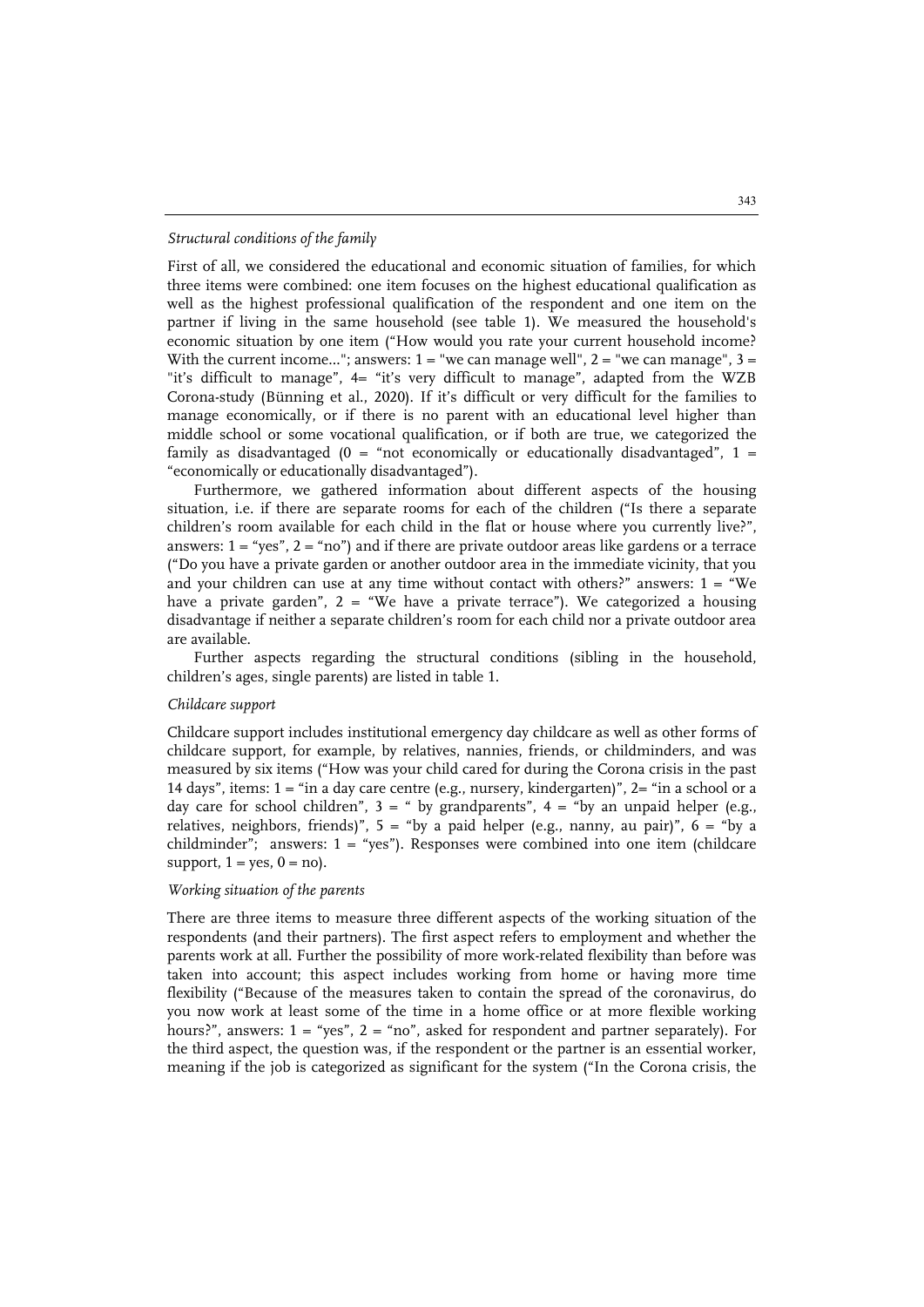*Structural conditions of the family*

First of all, we considered the educational and economic situation of families, for which three items were combined: one item focuses on the highest educational qualification as well as the highest professional qualification of the respondent and one item on the partner if living in the same household (see table 1). We measured the household's economic situation by one item ("How would you rate your current household income? With the current income..."; answers: 1 = "we can manage well", 2 = "we can manage", 3 = "it's difficult to manage", 4= "it's very difficult to manage", adapted from the WZB Corona-study (Bünning et al., 2020). If it's difficult or very difficult for the families to manage economically, or if there is no parent with an educational level higher than middle school or some vocational qualification, or if both are true, we categorized the family as disadvantaged (0 = "not economically or educationally disadvantaged", 1 = "economically or educationally disadvantaged").

Furthermore, we gathered information about different aspects of the housing situation, i.e. if there are separate rooms for each of the children ("Is there a separate children's room available for each child in the flat or house where you currently live?", answers: 1 = "yes", 2 = "no") and if there are private outdoor areas like gardens or a terrace ("Do you have a private garden or another outdoor area in the immediate vicinity, that you and your children can use at any time without contact with others?" answers: 1 = "We have a private garden", 2 = "We have a private terrace"). We categorized a housing disadvantage if neither a separate children's room for each child nor a private outdoor area are available.

Further aspects regarding the structural conditions (sibling in the household, children's ages, single parents) are listed in table 1.

*Childcare support*

Childcare support includes institutional emergency day childcare as well as other forms of childcare support, for example, by relatives, nannies, friends, or childminders, and was measured by six items ("How was your child cared for during the Corona crisis in the past 14 days", items: 1 = "in a day care centre (e.g., nursery, kindergarten)", 2= "in a school or a day care for school children", 3 = " by grandparents", 4 = "by an unpaid helper (e.g., relatives, neighbors, friends)", 5 = "by a paid helper (e.g., nanny, au pair)", 6 = "by a childminder"; answers: 1 = "yes"). Responses were combined into one item (childcare support, 1 = yes, 0 = no).

*Working situation of the parents*

There are three items to measure three different aspects of the working situation of the respondents (and their partners). The first aspect refers to employment and whether the parents work at all. Further the possibility of more work-related flexibility than before was taken into account; this aspect includes working from home or having more time flexibility ("Because of the measures taken to contain the spread of the coronavirus, do you now work at least some of the time in a home office or at more flexible working hours?", answers: 1 = "yes", 2 = "no", asked for respondent and partner separately). For the third aspect, the question was, if the respondent or the partner is an essential worker, meaning if the job is categorized as significant for the system ("In the Corona crisis, the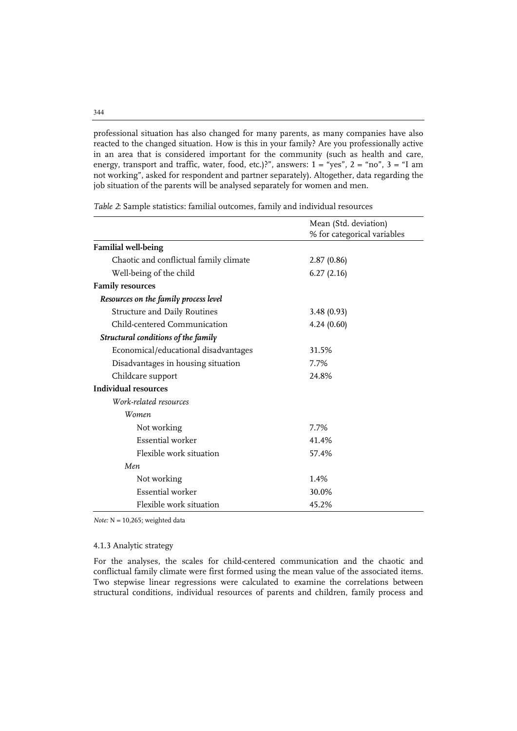professional situation has also changed for many parents, as many companies have also reacted to the changed situation. How is this in your family? Are you professionally active in an area that is considered important for the community (such as health and care, energy, transport and traffic, water, food, etc.)?", answers: 1 = "yes", 2 = "no", 3 = "I am not working", asked for respondent and partner separately). Altogether, data regarding the job situation of the parents will be analysed separately for women and men.

*Table 2*: Sample statistics: familial outcomes, family and individual resources

| | Mean (Std. deviation)<br>% for categorical variables |
|---|---|
| **Familial well-being** | |
| Chaotic and conflictual family climate | 2.87 (0.86) |
| Well-being of the child | 6.27 (2.16) |
| **Family resources** | |
| ***Resources on the family process level*** | |
| Structure and Daily Routines | 3.48 (0.93) |
| Child-centered Communication | 4.24 (0.60) |
| ***Structural conditions of the family*** | |
| Economical/educational disadvantages | 31.5% |
| Disadvantages in housing situation | 7.7% |
| Childcare support | 24.8% |
| **Individual resources** | |
| *Work-related resources* | |
| *Women* | |
| Not working | 7.7% |
| Essential worker | 41.4% |
| Flexible work situation | 57.4% |
| *Men* | |
| Not working | 1.4% |
| Essential worker | 30.0% |
| Flexible work situation | 45.2% |

*Note:* N = 10,265; weighted data

#### 4.1.3 Analytic strategy

For the analyses, the scales for child-centered communication and the chaotic and conflictual family climate were first formed using the mean value of the associated items. Two stepwise linear regressions were calculated to examine the correlations between structural conditions, individual resources of parents and children, family process and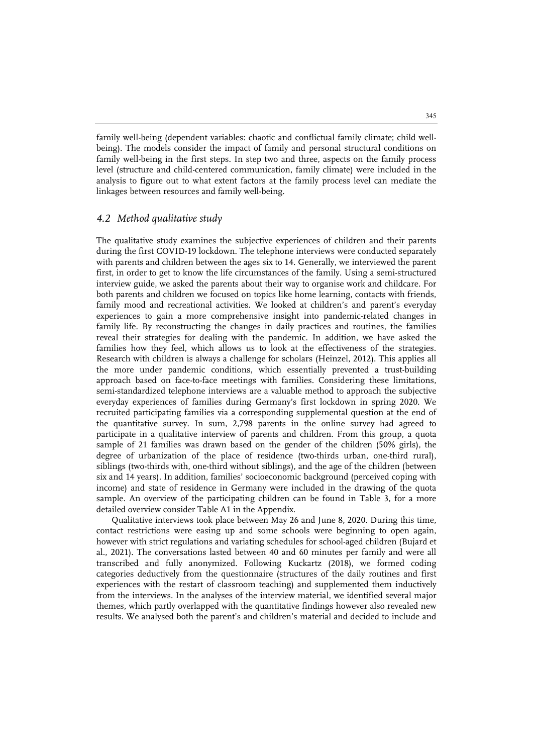family well-being (dependent variables: chaotic and conflictual family climate; child well-being). The models consider the impact of family and personal structural conditions on family well-being in the first steps. In step two and three, aspects on the family process level (structure and child-centered communication, family climate) were included in the analysis to figure out to what extent factors at the family process level can mediate the linkages between resources and family well-being.

### *4.2 Method qualitative study*

The qualitative study examines the subjective experiences of children and their parents during the first COVID-19 lockdown. The telephone interviews were conducted separately with parents and children between the ages six to 14. Generally, we interviewed the parent first, in order to get to know the life circumstances of the family. Using a semi-structured interview guide, we asked the parents about their way to organise work and childcare. For both parents and children we focused on topics like home learning, contacts with friends, family mood and recreational activities. We looked at children's and parent's everyday experiences to gain a more comprehensive insight into pandemic-related changes in family life. By reconstructing the changes in daily practices and routines, the families reveal their strategies for dealing with the pandemic. In addition, we have asked the families how they feel, which allows us to look at the effectiveness of the strategies. Research with children is always a challenge for scholars (Heinzel, 2012). This applies all the more under pandemic conditions, which essentially prevented a trust-building approach based on face-to-face meetings with families. Considering these limitations, semi-standardized telephone interviews are a valuable method to approach the subjective everyday experiences of families during Germany's first lockdown in spring 2020. We recruited participating families via a corresponding supplemental question at the end of the quantitative survey. In sum, 2,798 parents in the online survey had agreed to participate in a qualitative interview of parents and children. From this group, a quota sample of 21 families was drawn based on the gender of the children (50% girls), the degree of urbanization of the place of residence (two-thirds urban, one-third rural), siblings (two-thirds with, one-third without siblings), and the age of the children (between six and 14 years). In addition, families' socioeconomic background (perceived coping with income) and state of residence in Germany were included in the drawing of the quota sample. An overview of the participating children can be found in Table 3, for a more detailed overview consider Table A1 in the Appendix.

Qualitative interviews took place between May 26 and June 8, 2020. During this time, contact restrictions were easing up and some schools were beginning to open again, however with strict regulations and variating schedules for school-aged children (Bujard et al., 2021). The conversations lasted between 40 and 60 minutes per family and were all transcribed and fully anonymized. Following Kuckartz (2018), we formed coding categories deductively from the questionnaire (structures of the daily routines and first experiences with the restart of classroom teaching) and supplemented them inductively from the interviews. In the analyses of the interview material, we identified several major themes, which partly overlapped with the quantitative findings however also revealed new results. We analysed both the parent's and children's material and decided to include and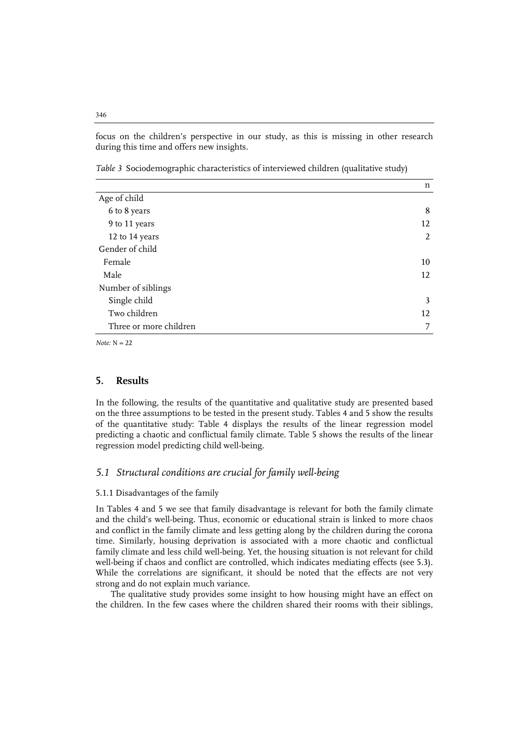focus on the children's perspective in our study, as this is missing in other research during this time and offers new insights.

*Table 3* Sociodemographic characteristics of interviewed children (qualitative study)

| | n |
|---|---|
| Age of child | |
| 6 to 8 years | 8 |
| 9 to 11 years | 12 |
| 12 to 14 years | 2 |
| Gender of child | |
| Female | 10 |
| Male | 12 |
| Number of siblings | |
| Single child | 3 |
| Two children | 12 |
| Three or more children | 7 |

*Note:* N = 22

## 5. Results

In the following, the results of the quantitative and qualitative study are presented based on the three assumptions to be tested in the present study. Tables 4 and 5 show the results of the quantitative study: Table 4 displays the results of the linear regression model predicting a chaotic and conflictual family climate. Table 5 shows the results of the linear regression model predicting child well-being.

### *5.1 Structural conditions are crucial for family well-being*

#### 5.1.1 Disadvantages of the family

In Tables 4 and 5 we see that family disadvantage is relevant for both the family climate and the child's well-being. Thus, economic or educational strain is linked to more chaos and conflict in the family climate and less getting along by the children during the corona time. Similarly, housing deprivation is associated with a more chaotic and conflictual family climate and less child well-being. Yet, the housing situation is not relevant for child well-being if chaos and conflict are controlled, which indicates mediating effects (see 5.3). While the correlations are significant, it should be noted that the effects are not very strong and do not explain much variance.

The qualitative study provides some insight to how housing might have an effect on the children. In the few cases where the children shared their rooms with their siblings,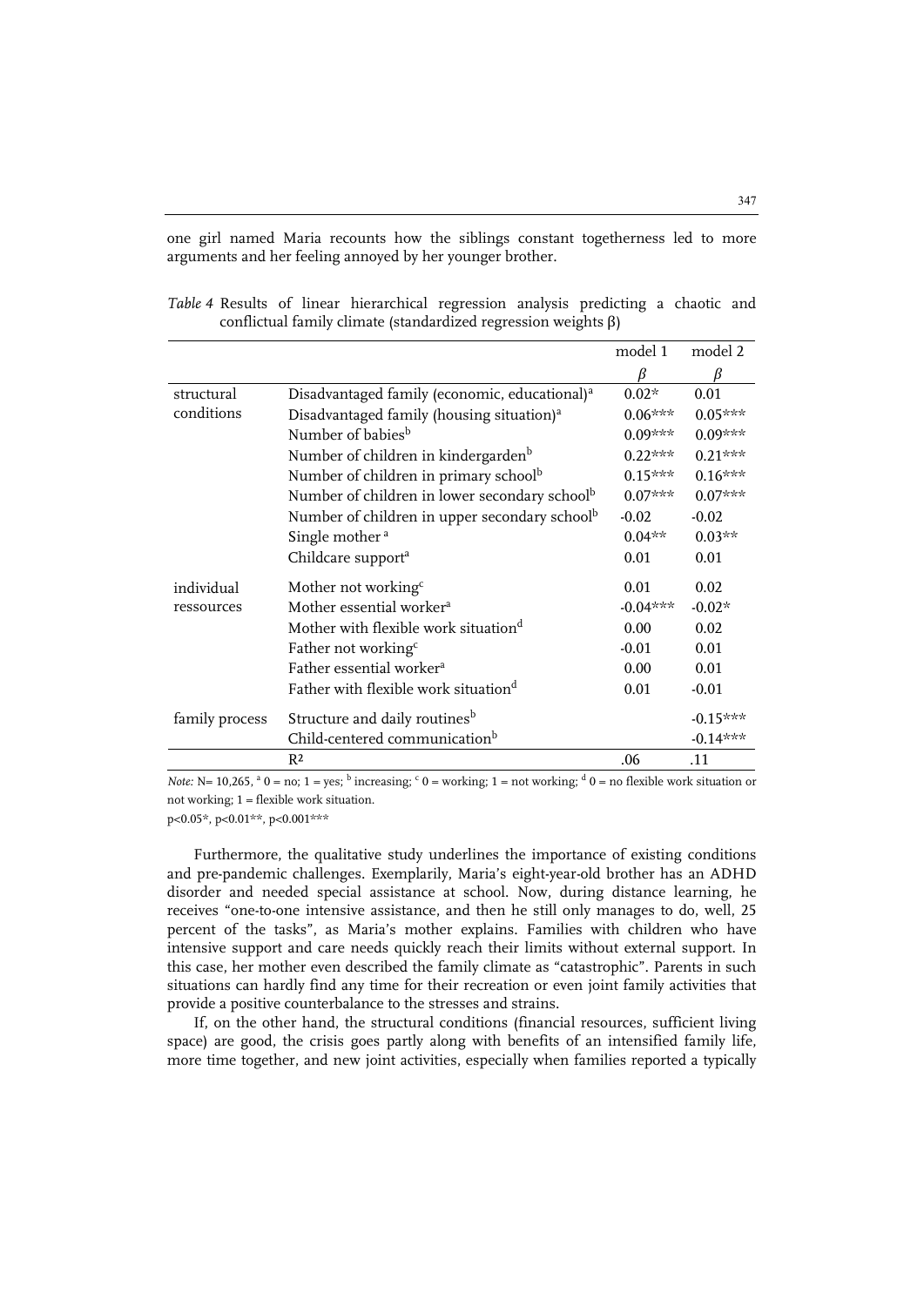one girl named Maria recounts how the siblings constant togetherness led to more arguments and her feeling annoyed by her younger brother.

*Table 4* Results of linear hierarchical regression analysis predicting a chaotic and conflictual family climate (standardized regression weights β)

| | | model 1 | model 2 |
|---|---|---|---|
| | | *β* | *β* |
| structural conditions | Disadvantaged family (economic, educational)[a] | 0.02* | 0.01 |
| | Disadvantaged family (housing situation)[a] | 0.06*** | 0.05*** |
| | Number of babies[b] | 0.09*** | 0.09*** |
| | Number of children in kindergarden[b] | 0.22*** | 0.21*** |
| | Number of children in primary school[b] | 0.15*** | 0.16*** |
| | Number of children in lower secondary school[b] | 0.07*** | 0.07*** |
| | Number of children in upper secondary school[b] | -0.02 | -0.02 |
| | Single mother [a] | 0.04** | 0.03** |
| | Childcare support[a] | 0.01 | 0.01 |
| individual ressources | Mother not working[c] | 0.01 | 0.02 |
| | Mother essential worker[a] | -0.04*** | -0.02* |
| | Mother with flexible work situation[d] | 0.00 | 0.02 |
| | Father not working[c] | -0.01 | 0.01 |
| | Father essential worker[a] | 0.00 | 0.01 |
| | Father with flexible work situation[d] | 0.01 | -0.01 |
| family process | Structure and daily routines[b] | | -0.15*** |
| | Child-centered communication[b] | | -0.14*** |
| | $R^2$ | .06 | .11 |

*Note:* N= 10,265, [a] 0 = no; 1 = yes; [b] increasing; [c] 0 = working; 1 = not working; [d] 0 = no flexible work situation or not working; 1 = flexible work situation.

p<0.05*, p<0.01**, p<0.001***

Furthermore, the qualitative study underlines the importance of existing conditions and pre-pandemic challenges. Exemplarily, Maria's eight-year-old brother has an ADHD disorder and needed special assistance at school. Now, during distance learning, he receives "one-to-one intensive assistance, and then he still only manages to do, well, 25 percent of the tasks", as Maria's mother explains. Families with children who have intensive support and care needs quickly reach their limits without external support. In this case, her mother even described the family climate as "catastrophic". Parents in such situations can hardly find any time for their recreation or even joint family activities that provide a positive counterbalance to the stresses and strains.

If, on the other hand, the structural conditions (financial resources, sufficient living space) are good, the crisis goes partly along with benefits of an intensified family life, more time together, and new joint activities, especially when families reported a typically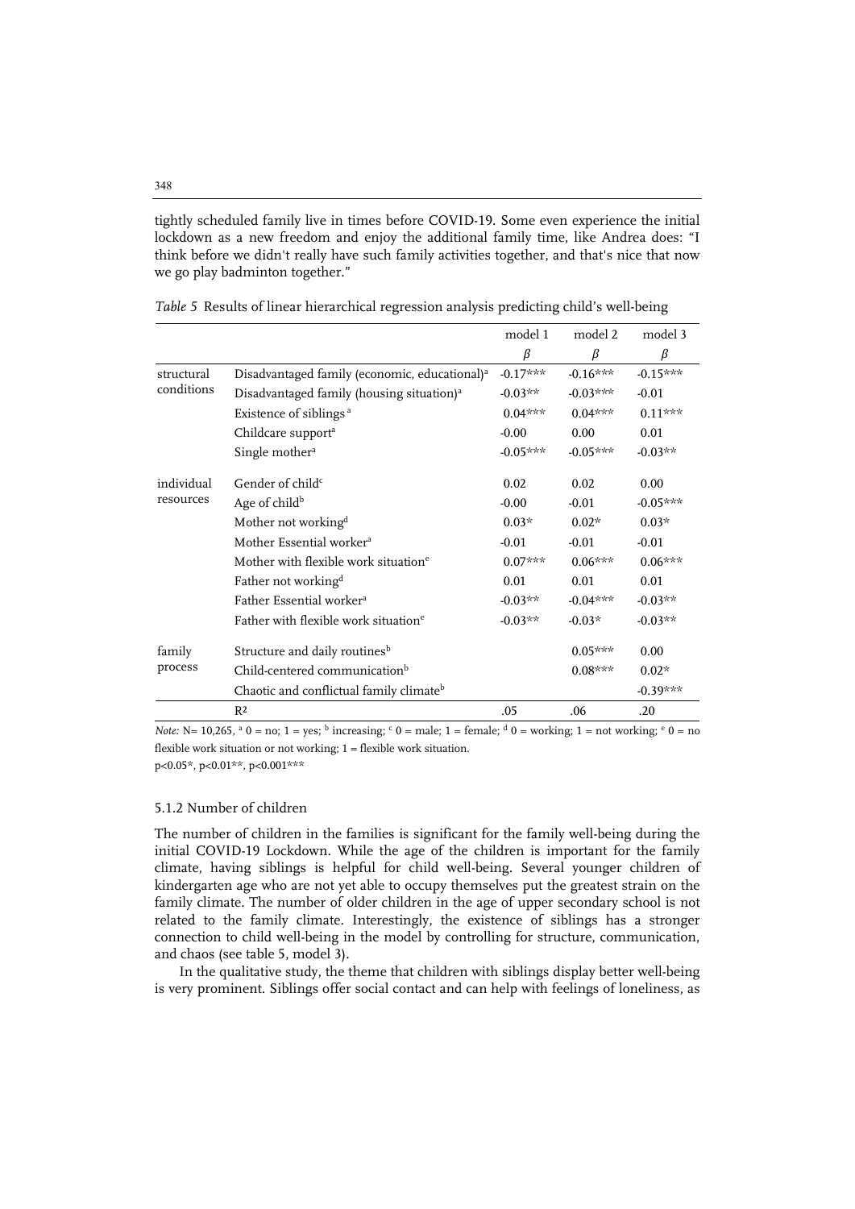tightly scheduled family live in times before COVID-19. Some even experience the initial lockdown as a new freedom and enjoy the additional family time, like Andrea does: "I think before we didn't really have such family activities together, and that's nice that now we go play badminton together."

*Table 5* Results of linear hierarchical regression analysis predicting child's well-being

| | | model 1 | model 2 | model 3 |
|---|---|---|---|---|
| | | *β* | *β* | *β* |
| structural conditions | Disadvantaged family (economic, educational)[a] | -0.17*** | -0.16*** | -0.15*** |
| | Disadvantaged family (housing situation)[a] | -0.03** | -0.03*** | -0.01 |
| | Existence of siblings[a] | 0.04*** | 0.04*** | 0.11*** |
| | Childcare support[a] | -0.00 | 0.00 | 0.01 |
| | Single mother[a] | -0.05*** | -0.05*** | -0.03** |
| individual resources | Gender of child[c] | 0.02 | 0.02 | 0.00 |
| | Age of child[b] | -0.00 | -0.01 | -0.05*** |
| | Mother not working[d] | 0.03* | 0.02* | 0.03* |
| | Mother Essential worker[a] | -0.01 | -0.01 | -0.01 |
| | Mother with flexible work situation[e] | 0.07*** | 0.06*** | 0.06*** |
| | Father not working[d] | 0.01 | 0.01 | 0.01 |
| | Father Essential worker[a] | -0.03** | -0.04*** | -0.03** |
| | Father with flexible work situation[e] | -0.03** | -0.03* | -0.03** |
| family process | Structure and daily routines[b] | | 0.05*** | 0.00 |
| | Child-centered communication[b] | | 0.08*** | 0.02* |
| | Chaotic and conflictual family climate[b] | | | -0.39*** |
| | $R^2$ | .05 | .06 | .20 |

*Note:* N= 10,265, [a] 0 = no; 1 = yes; [b] increasing; [c] 0 = male; 1 = female; [d] 0 = working; 1 = not working; [e] 0 = no flexible work situation or not working; 1 = flexible work situation.
p<0.05*, p<0.01**, p<0.001***

### 5.1.2 Number of children

The number of children in the families is significant for the family well-being during the initial COVID-19 Lockdown. While the age of the children is important for the family climate, having siblings is helpful for child well-being. Several younger children of kindergarten age who are not yet able to occupy themselves put the greatest strain on the family climate. The number of older children in the age of upper secondary school is not related to the family climate. Interestingly, the existence of siblings has a stronger connection to child well-being in the model by controlling for structure, communication, and chaos (see table 5, model 3).

In the qualitative study, the theme that children with siblings display better well-being is very prominent. Siblings offer social contact and can help with feelings of loneliness, as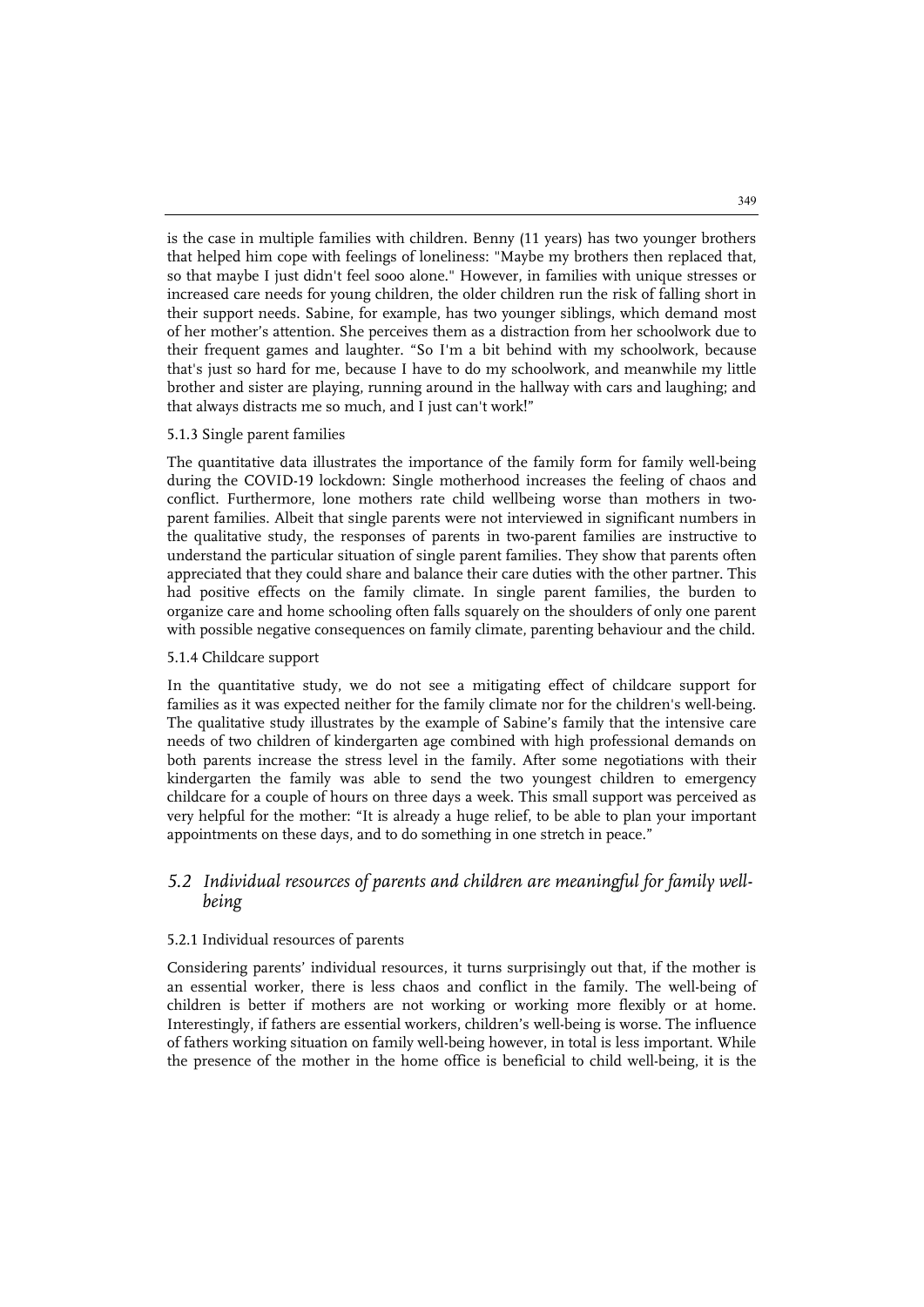is the case in multiple families with children. Benny (11 years) has two younger brothers that helped him cope with feelings of loneliness: "Maybe my brothers then replaced that, so that maybe I just didn't feel sooo alone." However, in families with unique stresses or increased care needs for young children, the older children run the risk of falling short in their support needs. Sabine, for example, has two younger siblings, which demand most of her mother's attention. She perceives them as a distraction from her schoolwork due to their frequent games and laughter. "So I'm a bit behind with my schoolwork, because that's just so hard for me, because I have to do my schoolwork, and meanwhile my little brother and sister are playing, running around in the hallway with cars and laughing; and that always distracts me so much, and I just can't work!"

#### 5.1.3 Single parent families

The quantitative data illustrates the importance of the family form for family well-being during the COVID-19 lockdown: Single motherhood increases the feeling of chaos and conflict. Furthermore, lone mothers rate child wellbeing worse than mothers in two-parent families. Albeit that single parents were not interviewed in significant numbers in the qualitative study, the responses of parents in two-parent families are instructive to understand the particular situation of single parent families. They show that parents often appreciated that they could share and balance their care duties with the other partner. This had positive effects on the family climate. In single parent families, the burden to organize care and home schooling often falls squarely on the shoulders of only one parent with possible negative consequences on family climate, parenting behaviour and the child.

#### 5.1.4 Childcare support

In the quantitative study, we do not see a mitigating effect of childcare support for families as it was expected neither for the family climate nor for the children's well-being. The qualitative study illustrates by the example of Sabine's family that the intensive care needs of two children of kindergarten age combined with high professional demands on both parents increase the stress level in the family. After some negotiations with their kindergarten the family was able to send the two youngest children to emergency childcare for a couple of hours on three days a week. This small support was perceived as very helpful for the mother: "It is already a huge relief, to be able to plan your important appointments on these days, and to do something in one stretch in peace."

### *5.2 Individual resources of parents and children are meaningful for family well-being*

#### 5.2.1 Individual resources of parents

Considering parents' individual resources, it turns surprisingly out that, if the mother is an essential worker, there is less chaos and conflict in the family. The well-being of children is better if mothers are not working or working more flexibly or at home. Interestingly, if fathers are essential workers, children's well-being is worse. The influence of fathers working situation on family well-being however, in total is less important. While the presence of the mother in the home office is beneficial to child well-being, it is the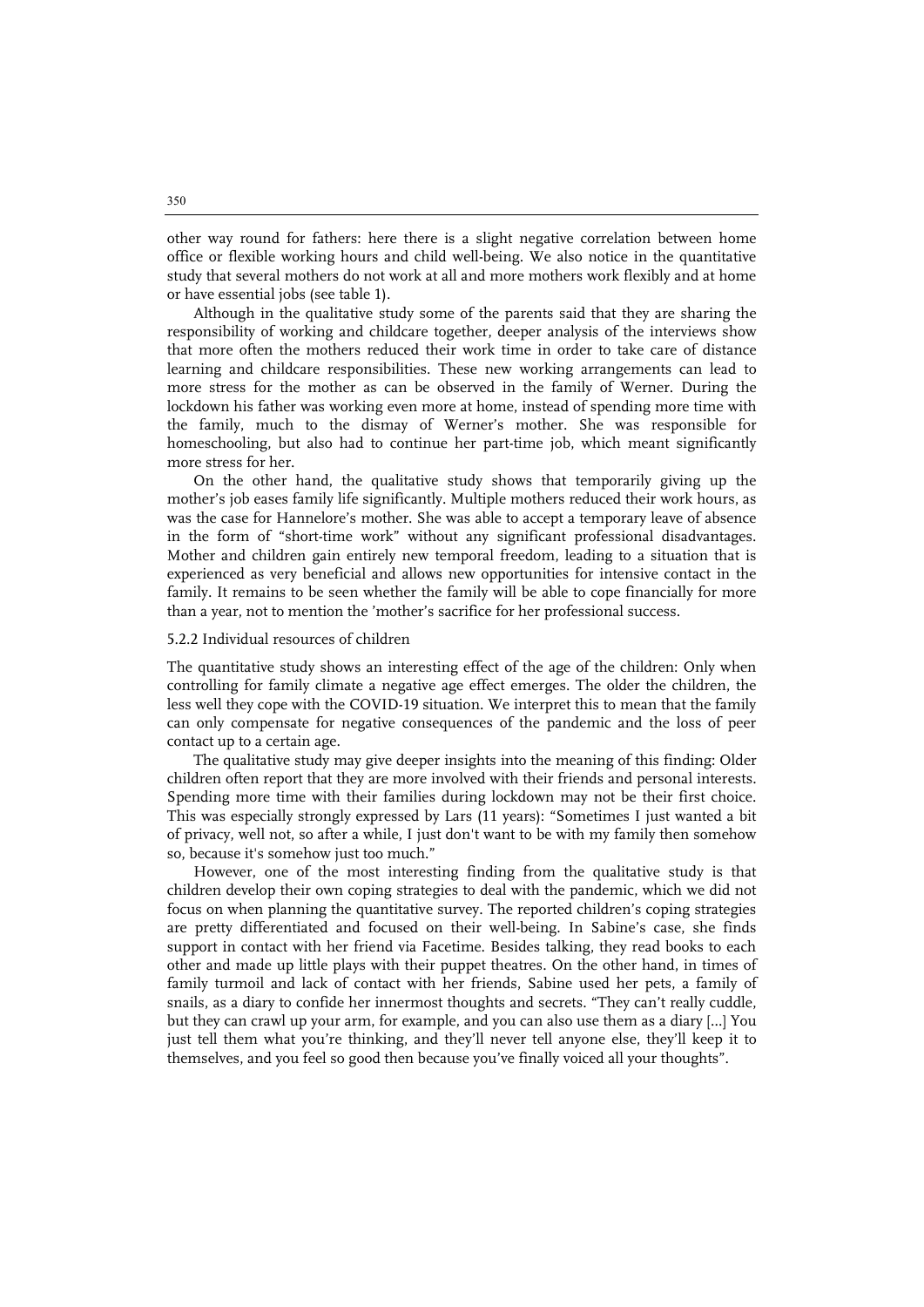other way round for fathers: here there is a slight negative correlation between home office or flexible working hours and child well-being. We also notice in the quantitative study that several mothers do not work at all and more mothers work flexibly and at home or have essential jobs (see table 1).

Although in the qualitative study some of the parents said that they are sharing the responsibility of working and childcare together, deeper analysis of the interviews show that more often the mothers reduced their work time in order to take care of distance learning and childcare responsibilities. These new working arrangements can lead to more stress for the mother as can be observed in the family of Werner. During the lockdown his father was working even more at home, instead of spending more time with the family, much to the dismay of Werner's mother. She was responsible for homeschooling, but also had to continue her part-time job, which meant significantly more stress for her.

On the other hand, the qualitative study shows that temporarily giving up the mother's job eases family life significantly. Multiple mothers reduced their work hours, as was the case for Hannelore's mother. She was able to accept a temporary leave of absence in the form of "short-time work" without any significant professional disadvantages. Mother and children gain entirely new temporal freedom, leading to a situation that is experienced as very beneficial and allows new opportunities for intensive contact in the family. It remains to be seen whether the family will be able to cope financially for more than a year, not to mention the 'mother's sacrifice for her professional success.

#### 5.2.2 Individual resources of children

The quantitative study shows an interesting effect of the age of the children: Only when controlling for family climate a negative age effect emerges. The older the children, the less well they cope with the COVID-19 situation. We interpret this to mean that the family can only compensate for negative consequences of the pandemic and the loss of peer contact up to a certain age.

The qualitative study may give deeper insights into the meaning of this finding: Older children often report that they are more involved with their friends and personal interests. Spending more time with their families during lockdown may not be their first choice. This was especially strongly expressed by Lars (11 years): "Sometimes I just wanted a bit of privacy, well not, so after a while, I just don't want to be with my family then somehow so, because it's somehow just too much."

However, one of the most interesting finding from the qualitative study is that children develop their own coping strategies to deal with the pandemic, which we did not focus on when planning the quantitative survey. The reported children's coping strategies are pretty differentiated and focused on their well-being. In Sabine's case, she finds support in contact with her friend via Facetime. Besides talking, they read books to each other and made up little plays with their puppet theatres. On the other hand, in times of family turmoil and lack of contact with her friends, Sabine used her pets, a family of snails, as a diary to confide her innermost thoughts and secrets. "They can't really cuddle, but they can crawl up your arm, for example, and you can also use them as a diary [...] You just tell them what you're thinking, and they'll never tell anyone else, they'll keep it to themselves, and you feel so good then because you've finally voiced all your thoughts".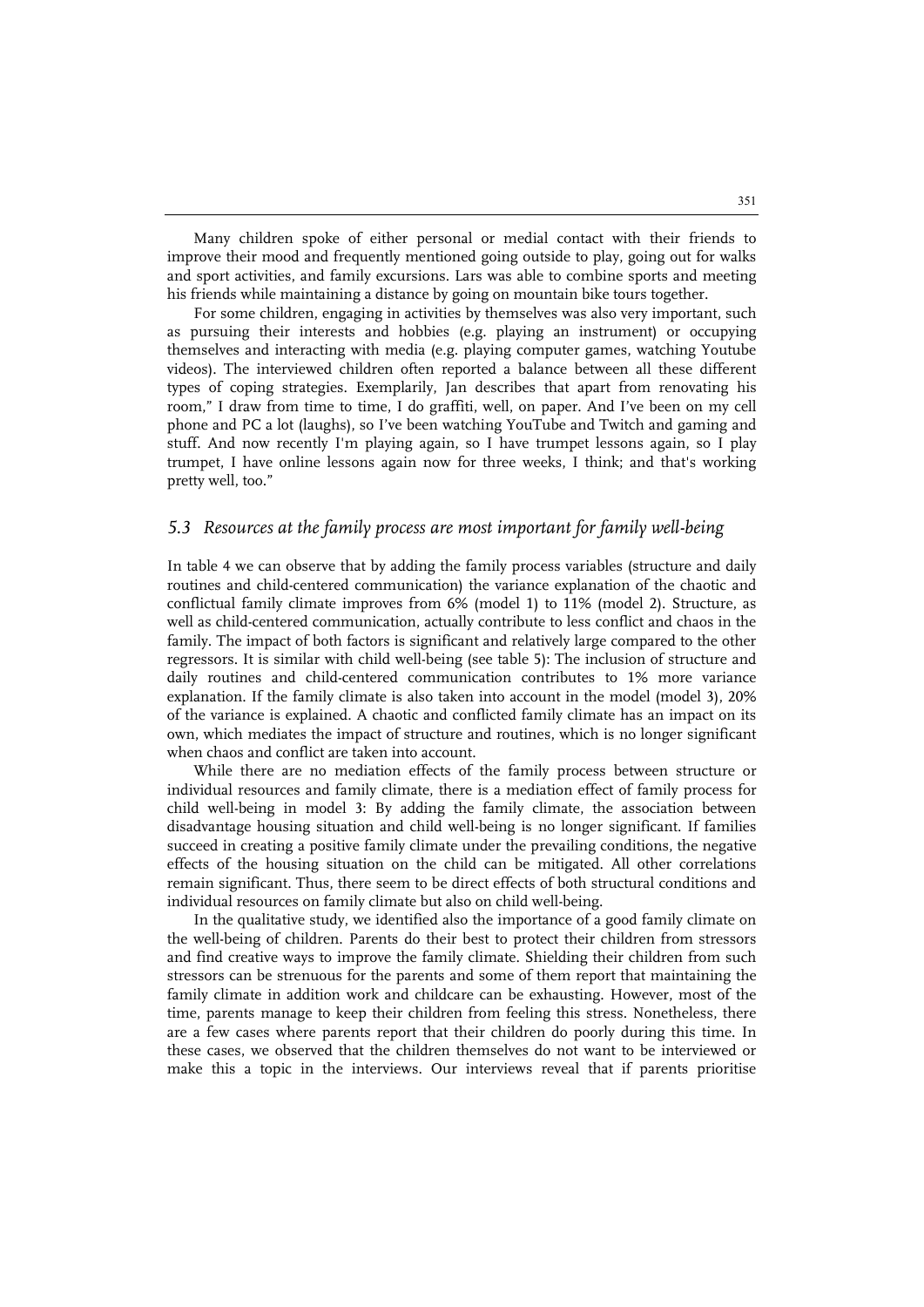Many children spoke of either personal or medial contact with their friends to improve their mood and frequently mentioned going outside to play, going out for walks and sport activities, and family excursions. Lars was able to combine sports and meeting his friends while maintaining a distance by going on mountain bike tours together.

For some children, engaging in activities by themselves was also very important, such as pursuing their interests and hobbies (e.g. playing an instrument) or occupying themselves and interacting with media (e.g. playing computer games, watching Youtube videos). The interviewed children often reported a balance between all these different types of coping strategies. Exemplarily, Jan describes that apart from renovating his room," I draw from time to time, I do graffiti, well, on paper. And I've been on my cell phone and PC a lot (laughs), so I've been watching YouTube and Twitch and gaming and stuff. And now recently I'm playing again, so I have trumpet lessons again, so I play trumpet, I have online lessons again now for three weeks, I think; and that's working pretty well, too."

## *5.3 Resources at the family process are most important for family well-being*

In table 4 we can observe that by adding the family process variables (structure and daily routines and child-centered communication) the variance explanation of the chaotic and conflictual family climate improves from 6% (model 1) to 11% (model 2). Structure, as well as child-centered communication, actually contribute to less conflict and chaos in the family. The impact of both factors is significant and relatively large compared to the other regressors. It is similar with child well-being (see table 5): The inclusion of structure and daily routines and child-centered communication contributes to 1% more variance explanation. If the family climate is also taken into account in the model (model 3), 20% of the variance is explained. A chaotic and conflicted family climate has an impact on its own, which mediates the impact of structure and routines, which is no longer significant when chaos and conflict are taken into account.

While there are no mediation effects of the family process between structure or individual resources and family climate, there is a mediation effect of family process for child well-being in model 3: By adding the family climate, the association between disadvantage housing situation and child well-being is no longer significant. If families succeed in creating a positive family climate under the prevailing conditions, the negative effects of the housing situation on the child can be mitigated. All other correlations remain significant. Thus, there seem to be direct effects of both structural conditions and individual resources on family climate but also on child well-being.

In the qualitative study, we identified also the importance of a good family climate on the well-being of children. Parents do their best to protect their children from stressors and find creative ways to improve the family climate. Shielding their children from such stressors can be strenuous for the parents and some of them report that maintaining the family climate in addition work and childcare can be exhausting. However, most of the time, parents manage to keep their children from feeling this stress. Nonetheless, there are a few cases where parents report that their children do poorly during this time. In these cases, we observed that the children themselves do not want to be interviewed or make this a topic in the interviews. Our interviews reveal that if parents prioritise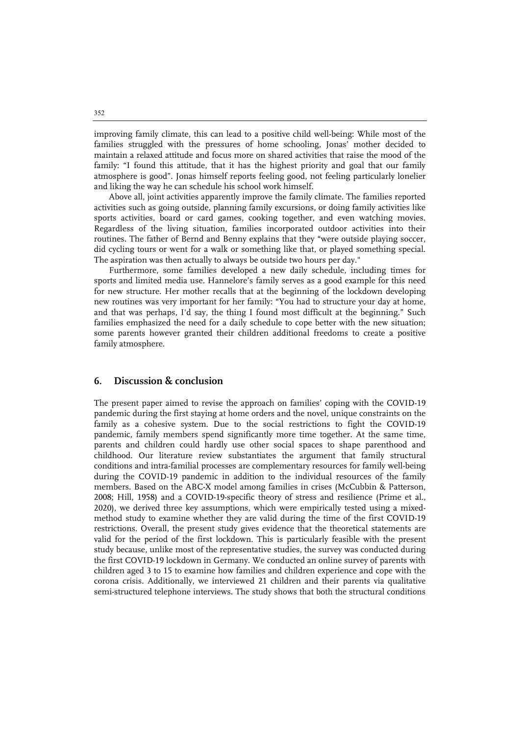improving family climate, this can lead to a positive child well-being: While most of the families struggled with the pressures of home schooling, Jonas' mother decided to maintain a relaxed attitude and focus more on shared activities that raise the mood of the family: "I found this attitude, that it has the highest priority and goal that our family atmosphere is good". Jonas himself reports feeling good, not feeling particularly lonelier and liking the way he can schedule his school work himself.

Above all, joint activities apparently improve the family climate. The families reported activities such as going outside, planning family excursions, or doing family activities like sports activities, board or card games, cooking together, and even watching movies. Regardless of the living situation, families incorporated outdoor activities into their routines. The father of Bernd and Benny explains that they "were outside playing soccer, did cycling tours or went for a walk or something like that, or played something special. The aspiration was then actually to always be outside two hours per day."

Furthermore, some families developed a new daily schedule, including times for sports and limited media use. Hannelore's family serves as a good example for this need for new structure. Her mother recalls that at the beginning of the lockdown developing new routines was very important for her family: "You had to structure your day at home, and that was perhaps, I'd say, the thing I found most difficult at the beginning." Such families emphasized the need for a daily schedule to cope better with the new situation; some parents however granted their children additional freedoms to create a positive family atmosphere.

## 6. Discussion & conclusion

The present paper aimed to revise the approach on families' coping with the COVID-19 pandemic during the first staying at home orders and the novel, unique constraints on the family as a cohesive system. Due to the social restrictions to fight the COVID-19 pandemic, family members spend significantly more time together. At the same time, parents and children could hardly use other social spaces to shape parenthood and childhood. Our literature review substantiates the argument that family structural conditions and intra-familial processes are complementary resources for family well-being during the COVID-19 pandemic in addition to the individual resources of the family members. Based on the ABC-X model among families in crises (McCubbin & Patterson, 2008; Hill, 1958) and a COVID-19-specific theory of stress and resilience (Prime et al., 2020), we derived three key assumptions, which were empirically tested using a mixed-method study to examine whether they are valid during the time of the first COVID-19 restrictions. Overall, the present study gives evidence that the theoretical statements are valid for the period of the first lockdown. This is particularly feasible with the present study because, unlike most of the representative studies, the survey was conducted during the first COVID-19 lockdown in Germany. We conducted an online survey of parents with children aged 3 to 15 to examine how families and children experience and cope with the corona crisis. Additionally, we interviewed 21 children and their parents via qualitative semi-structured telephone interviews. The study shows that both the structural conditions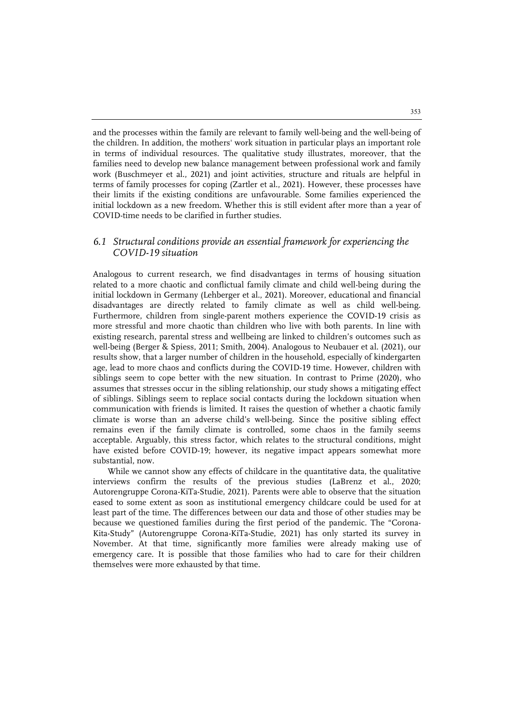and the processes within the family are relevant to family well-being and the well-being of the children. In addition, the mothers' work situation in particular plays an important role in terms of individual resources. The qualitative study illustrates, moreover, that the families need to develop new balance management between professional work and family work (Buschmeyer et al., 2021) and joint activities, structure and rituals are helpful in terms of family processes for coping (Zartler et al., 2021). However, these processes have their limits if the existing conditions are unfavourable. Some families experienced the initial lockdown as a new freedom. Whether this is still evident after more than a year of COVID-time needs to be clarified in further studies.

## *6.1 Structural conditions provide an essential framework for experiencing the COVID-19 situation*

Analogous to current research, we find disadvantages in terms of housing situation related to a more chaotic and conflictual family climate and child well-being during the initial lockdown in Germany (Lehberger et al., 2021). Moreover, educational and financial disadvantages are directly related to family climate as well as child well-being. Furthermore, children from single-parent mothers experience the COVID-19 crisis as more stressful and more chaotic than children who live with both parents. In line with existing research, parental stress and wellbeing are linked to children's outcomes such as well-being (Berger & Spiess, 2011; Smith, 2004). Analogous to Neubauer et al. (2021), our results show, that a larger number of children in the household, especially of kindergarten age, lead to more chaos and conflicts during the COVID-19 time. However, children with siblings seem to cope better with the new situation. In contrast to Prime (2020), who assumes that stresses occur in the sibling relationship, our study shows a mitigating effect of siblings. Siblings seem to replace social contacts during the lockdown situation when communication with friends is limited. It raises the question of whether a chaotic family climate is worse than an adverse child's well-being. Since the positive sibling effect remains even if the family climate is controlled, some chaos in the family seems acceptable. Arguably, this stress factor, which relates to the structural conditions, might have existed before COVID-19; however, its negative impact appears somewhat more substantial, now.

While we cannot show any effects of childcare in the quantitative data, the qualitative interviews confirm the results of the previous studies (LaBrenz et al., 2020; Autorengruppe Corona-KiTa-Studie, 2021). Parents were able to observe that the situation eased to some extent as soon as institutional emergency childcare could be used for at least part of the time. The differences between our data and those of other studies may be because we questioned families during the first period of the pandemic. The "Corona-Kita-Study" (Autorengruppe Corona-KiTa-Studie, 2021) has only started its survey in November. At that time, significantly more families were already making use of emergency care. It is possible that those families who had to care for their children themselves were more exhausted by that time.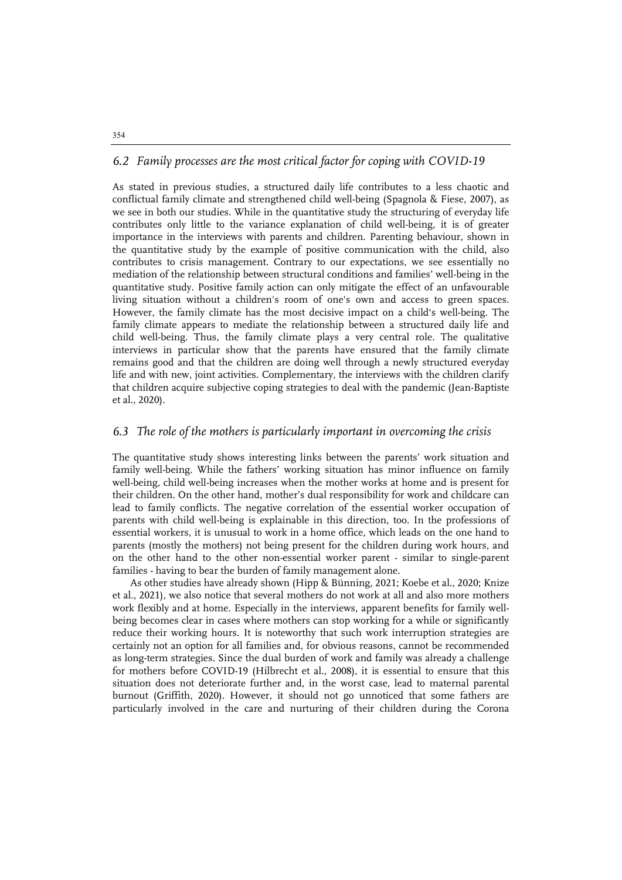## *6.2 Family processes are the most critical factor for coping with COVID-19*

As stated in previous studies, a structured daily life contributes to a less chaotic and conflictual family climate and strengthened child well-being (Spagnola & Fiese, 2007), as we see in both our studies. While in the quantitative study the structuring of everyday life contributes only little to the variance explanation of child well-being, it is of greater importance in the interviews with parents and children. Parenting behaviour, shown in the quantitative study by the example of positive communication with the child, also contributes to crisis management. Contrary to our expectations, we see essentially no mediation of the relationship between structural conditions and families' well-being in the quantitative study. Positive family action can only mitigate the effect of an unfavourable living situation without a children's room of one's own and access to green spaces. However, the family climate has the most decisive impact on a child's well-being. The family climate appears to mediate the relationship between a structured daily life and child well-being. Thus, the family climate plays a very central role. The qualitative interviews in particular show that the parents have ensured that the family climate remains good and that the children are doing well through a newly structured everyday life and with new, joint activities. Complementary, the interviews with the children clarify that children acquire subjective coping strategies to deal with the pandemic (Jean-Baptiste et al., 2020).

## *6.3 The role of the mothers is particularly important in overcoming the crisis*

The quantitative study shows interesting links between the parents' work situation and family well-being. While the fathers' working situation has minor influence on family well-being, child well-being increases when the mother works at home and is present for their children. On the other hand, mother's dual responsibility for work and childcare can lead to family conflicts. The negative correlation of the essential worker occupation of parents with child well-being is explainable in this direction, too. In the professions of essential workers, it is unusual to work in a home office, which leads on the one hand to parents (mostly the mothers) not being present for the children during work hours, and on the other hand to the other non-essential worker parent - similar to single-parent families - having to bear the burden of family management alone.

As other studies have already shown (Hipp & Bünning, 2021; Koebe et al., 2020; Knize et al., 2021), we also notice that several mothers do not work at all and also more mothers work flexibly and at home. Especially in the interviews, apparent benefits for family well-being becomes clear in cases where mothers can stop working for a while or significantly reduce their working hours. It is noteworthy that such work interruption strategies are certainly not an option for all families and, for obvious reasons, cannot be recommended as long-term strategies. Since the dual burden of work and family was already a challenge for mothers before COVID-19 (Hilbrecht et al., 2008), it is essential to ensure that this situation does not deteriorate further and, in the worst case, lead to maternal parental burnout (Griffith, 2020). However, it should not go unnoticed that some fathers are particularly involved in the care and nurturing of their children during the Corona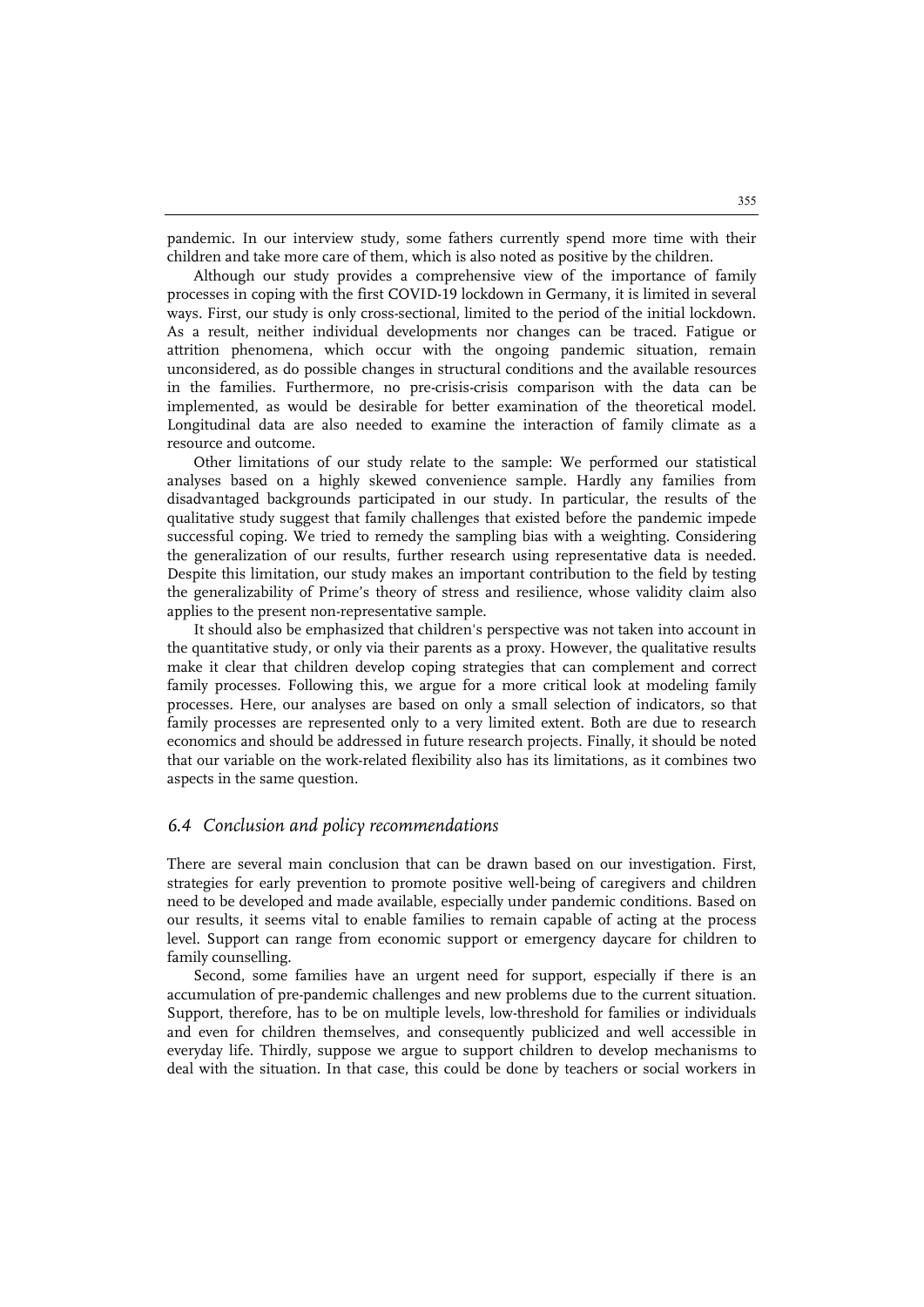pandemic. In our interview study, some fathers currently spend more time with their children and take more care of them, which is also noted as positive by the children.

Although our study provides a comprehensive view of the importance of family processes in coping with the first COVID-19 lockdown in Germany, it is limited in several ways. First, our study is only cross-sectional, limited to the period of the initial lockdown. As a result, neither individual developments nor changes can be traced. Fatigue or attrition phenomena, which occur with the ongoing pandemic situation, remain unconsidered, as do possible changes in structural conditions and the available resources in the families. Furthermore, no pre-crisis-crisis comparison with the data can be implemented, as would be desirable for better examination of the theoretical model. Longitudinal data are also needed to examine the interaction of family climate as a resource and outcome.

Other limitations of our study relate to the sample: We performed our statistical analyses based on a highly skewed convenience sample. Hardly any families from disadvantaged backgrounds participated in our study. In particular, the results of the qualitative study suggest that family challenges that existed before the pandemic impede successful coping. We tried to remedy the sampling bias with a weighting. Considering the generalization of our results, further research using representative data is needed. Despite this limitation, our study makes an important contribution to the field by testing the generalizability of Prime's theory of stress and resilience, whose validity claim also applies to the present non-representative sample.

It should also be emphasized that children's perspective was not taken into account in the quantitative study, or only via their parents as a proxy. However, the qualitative results make it clear that children develop coping strategies that can complement and correct family processes. Following this, we argue for a more critical look at modeling family processes. Here, our analyses are based on only a small selection of indicators, so that family processes are represented only to a very limited extent. Both are due to research economics and should be addressed in future research projects. Finally, it should be noted that our variable on the work-related flexibility also has its limitations, as it combines two aspects in the same question.

### *6.4 Conclusion and policy recommendations*

There are several main conclusion that can be drawn based on our investigation. First, strategies for early prevention to promote positive well-being of caregivers and children need to be developed and made available, especially under pandemic conditions. Based on our results, it seems vital to enable families to remain capable of acting at the process level. Support can range from economic support or emergency daycare for children to family counselling.

Second, some families have an urgent need for support, especially if there is an accumulation of pre-pandemic challenges and new problems due to the current situation. Support, therefore, has to be on multiple levels, low-threshold for families or individuals and even for children themselves, and consequently publicized and well accessible in everyday life. Thirdly, suppose we argue to support children to develop mechanisms to deal with the situation. In that case, this could be done by teachers or social workers in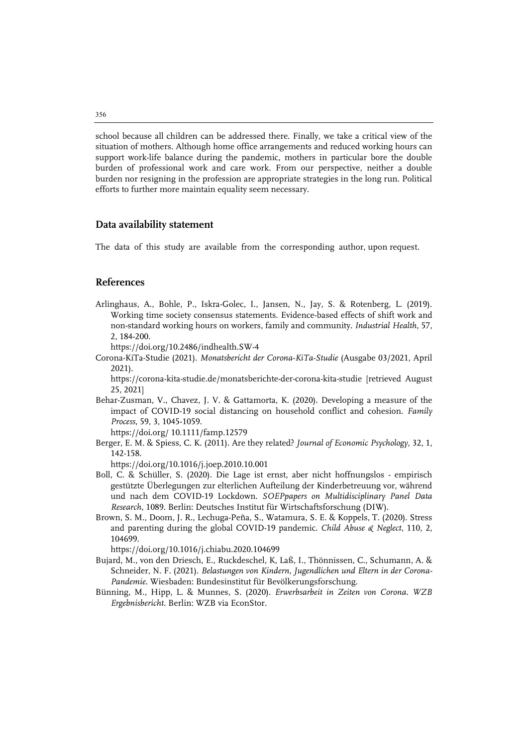school because all children can be addressed there. Finally, we take a critical view of the situation of mothers. Although home office arrangements and reduced working hours can support work-life balance during the pandemic, mothers in particular bore the double burden of professional work and care work. From our perspective, neither a double burden nor resigning in the profession are appropriate strategies in the long run. Political efforts to further more maintain equality seem necessary.

## Data availability statement

The data of this study are available from the corresponding author, upon request.

## References

Arlinghaus, A., Bohle, P., Iskra-Golec, I., Jansen, N., Jay, S. & Rotenberg, L. (2019). Working time society consensus statements. Evidence-based effects of shift work and non-standard working hours on workers, family and community. *Industrial Health*, 57, 2, 184-200.
https://doi.org/10.2486/indhealth.SW-4

Corona-KiTa-Studie (2021). *Monatsbericht der Corona-KiTa-Studie* (Ausgabe 03/2021, April 2021).
https://corona-kita-studie.de/monatsberichte-der-corona-kita-studie [retrieved August 25, 2021]

Behar-Zusman, V., Chavez, J. V. & Gattamorta, K. (2020). Developing a measure of the impact of COVID-19 social distancing on household conflict and cohesion. *Family Process*, 59, 3, 1045-1059.
https://doi.org/ 10.1111/famp.12579

Berger, E. M. & Spiess, C. K. (2011). Are they related? *Journal of Economic Psychology*, 32, 1, 142-158.
https://doi.org/10.1016/j.joep.2010.10.001

Boll, C. & Schüller, S. (2020). Die Lage ist ernst, aber nicht hoffnungslos - empirisch gestützte Überlegungen zur elterlichen Aufteilung der Kinderbetreuung vor, während und nach dem COVID-19 Lockdown. *SOEPpapers on Multidisciplinary Panel Data Research*, 1089. Berlin: Deutsches Institut für Wirtschaftsforschung (DIW).

Brown, S. M., Doom, J. R., Lechuga-Peña, S., Watamura, S. E. & Koppels, T. (2020). Stress and parenting during the global COVID-19 pandemic. *Child Abuse & Neglect*, 110, 2, 104699.
https://doi.org/10.1016/j.chiabu.2020.104699

Bujard, M., von den Driesch, E., Ruckdeschel, K, Laß, I., Thönnissen, C., Schumann, A. & Schneider, N. F. (2021). *Belastungen von Kindern, Jugendlichen und Eltern in der Corona-Pandemie*. Wiesbaden: Bundesinstitut für Bevölkerungsforschung.

Bünning, M., Hipp, L. & Munnes, S. (2020). *Erwerbsarbeit in Zeiten von Corona. WZB Ergebnisbericht*. Berlin: WZB via EconStor.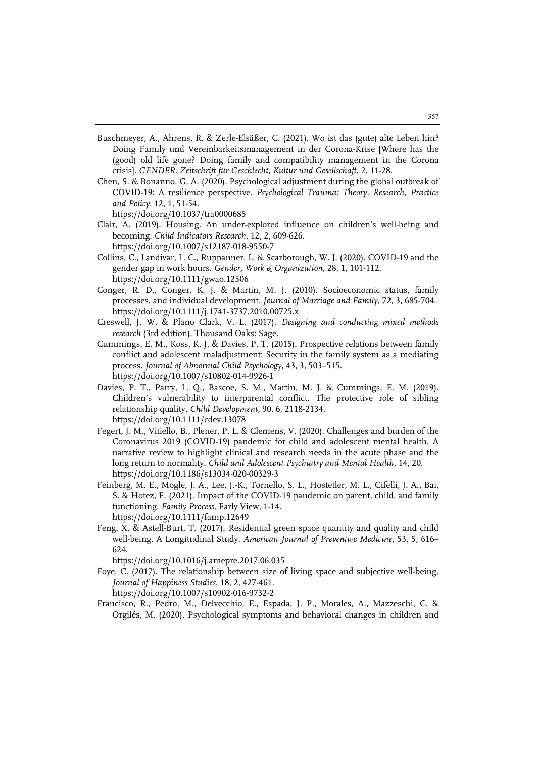Buschmeyer, A., Ahrens, R. & Zerle-Elsäßer, C. (2021). Wo ist das (gute) alte Leben hin? Doing Family und Vereinbarkeitsmanagement in der Corona-Krise [Where has the (good) old life gone? Doing family and compatibility management in the Corona crisis]. *GENDER. Zeitschrift für Geschlecht, Kultur und Gesellschaft*, 2, 11-28.

Chen, S. & Bonanno, G. A. (2020). Psychological adjustment during the global outbreak of COVID-19: A resilience perspective. *Psychological Trauma: Theory, Research, Practice and Policy*, 12, 1, 51-54.  
https://doi.org/10.1037/tra0000685

Clair, A. (2019). Housing. An under-explored influence on children's well-being and becoming. *Child Indicators Research*, 12, 2, 609-626.  
https://doi.org/10.1007/s12187-018-9550-7

Collins, C., Landivar, L. C., Ruppanner, L. & Scarborough, W. J. (2020). COVID-19 and the gender gap in work hours. *Gender, Work & Organization*, 28, 1, 101-112.  
https://doi.org/10.1111/gwao.12506

Conger, R. D., Conger, K. J. & Martin, M. J. (2010). Socioeconomic status, family processes, and individual development. *Journal of Marriage and Family*, 72, 3, 685-704.  
https://doi.org/10.1111/j.1741-3737.2010.00725.x

Creswell, J. W. & Plano Clark, V. L. (2017). *Designing and conducting mixed methods research* (3rd edition). Thousand Oaks: Sage.

Cummings, E. M., Koss, K. J. & Davies, P. T. (2015). Prospective relations between family conflict and adolescent maladjustment: Security in the family system as a mediating process. *Journal of Abnormal Child Psychology*, 43, 3, 503–515.  
https://doi.org/10.1007/s10802-014-9926-1

Davies, P. T., Parry, L. Q., Bascoe, S. M., Martin, M. J. & Cummings, E. M. (2019). Children's vulnerability to interparental conflict. The protective role of sibling relationship quality. *Child Development*, 90, 6, 2118-2134.  
https://doi.org/10.1111/cdev.13078

Fegert, J. M., Vitiello, B., Plener, P. L. & Clemens, V. (2020). Challenges and burden of the Coronavirus 2019 (COVID-19) pandemic for child and adolescent mental health. A narrative review to highlight clinical and research needs in the acute phase and the long return to normality. *Child and Adolescent Psychiatry and Mental Health*, 14, 20.  
https://doi.org/10.1186/s13034-020-00329-3

Feinberg, M. E., Mogle, J. A., Lee, J.-K., Tornello, S. L., Hostetler, M. L., Cifelli, J. A., Bai, S. & Hotez, E. (2021). Impact of the COVID-19 pandemic on parent, child, and family functioning. *Family Process*, Early View, 1-14.  
https://doi.org/10.1111/famp.12649

Feng, X. & Astell-Burt, T. (2017). Residential green space quantity and quality and child well-being. A Longitudinal Study. *American Journal of Preventive Medicine*, 53, 5, 616–624.  
https://doi.org/10.1016/j.amepre.2017.06.035

Foye, C. (2017). The relationship between size of living space and subjective well-being. *Journal of Happiness Studies*, 18, 2, 427-461.  
https://doi.org/10.1007/s10902-016-9732-2

Francisco, R., Pedro, M., Delvecchio, E., Espada, J. P., Morales, A., Mazzeschi, C. & Orgilés, M. (2020). Psychological symptoms and behavioral changes in children and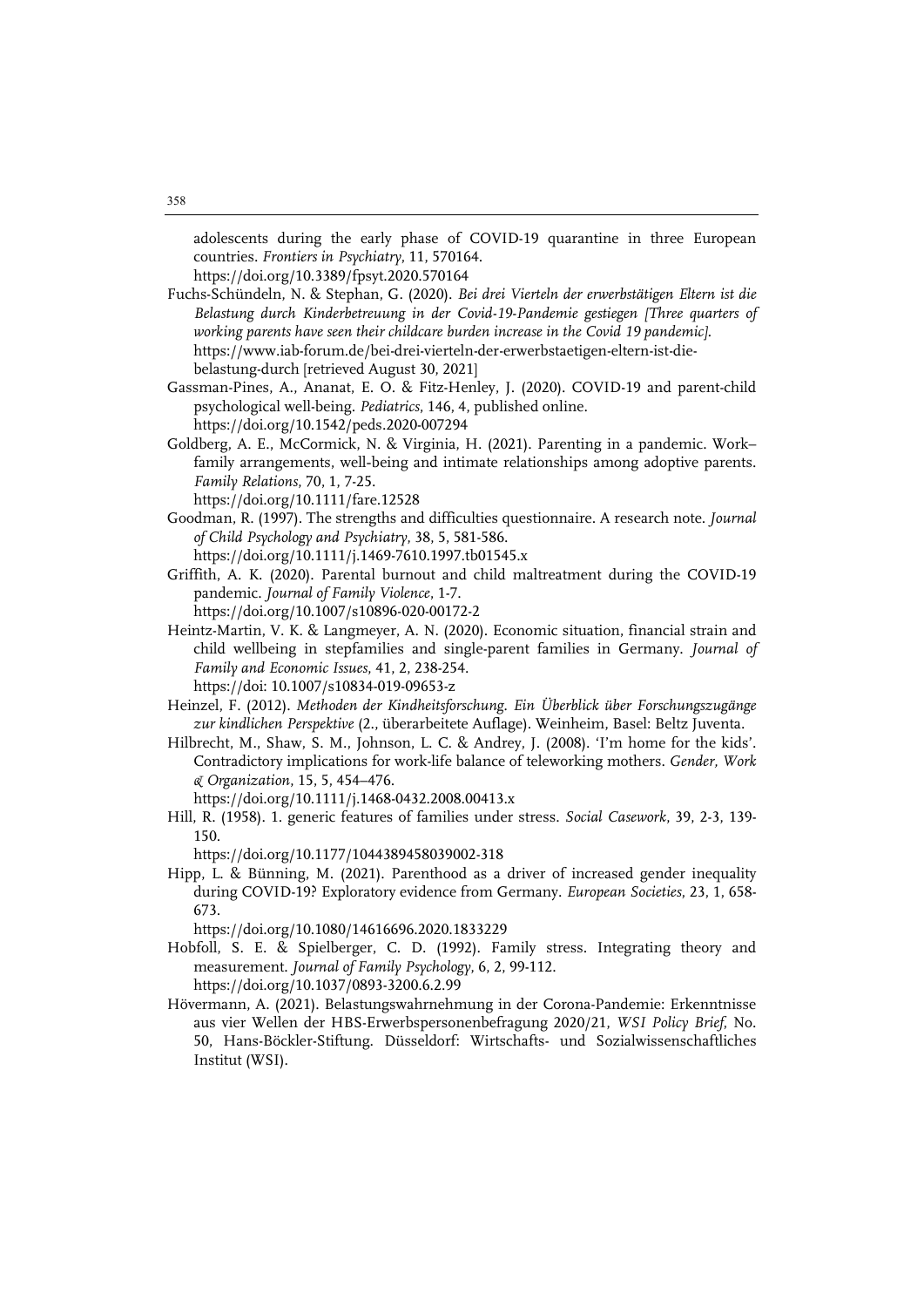adolescents during the early phase of COVID-19 quarantine in three European countries. *Frontiers in Psychiatry*, 11, 570164. https://doi.org/10.3389/fpsyt.2020.570164

Fuchs-Schündeln, N. & Stephan, G. (2020). *Bei drei Vierteln der erwerbstätigen Eltern ist die Belastung durch Kinderbetreuung in der Covid-19-Pandemie gestiegen [Three quarters of working parents have seen their childcare burden increase in the Covid 19 pandemic]*. https://www.iab-forum.de/bei-drei-vierteln-der-erwerbstaetigen-eltern-ist-die-belastung-durch [retrieved August 30, 2021]

Gassman-Pines, A., Ananat, E. O. & Fitz-Henley, J. (2020). COVID-19 and parent-child psychological well-being. *Pediatrics*, 146, 4, published online. https://doi.org/10.1542/peds.2020-007294

Goldberg, A. E., McCormick, N. & Virginia, H. (2021). Parenting in a pandemic. Work–family arrangements, well-being and intimate relationships among adoptive parents. *Family Relations*, 70, 1, 7-25. https://doi.org/10.1111/fare.12528

Goodman, R. (1997). The strengths and difficulties questionnaire. A research note. *Journal of Child Psychology and Psychiatry*, 38, 5, 581-586. https://doi.org/10.1111/j.1469-7610.1997.tb01545.x

Griffith, A. K. (2020). Parental burnout and child maltreatment during the COVID-19 pandemic. *Journal of Family Violence*, 1-7. https://doi.org/10.1007/s10896-020-00172-2

Heintz-Martin, V. K. & Langmeyer, A. N. (2020). Economic situation, financial strain and child wellbeing in stepfamilies and single-parent families in Germany. *Journal of Family and Economic Issues*, 41, 2, 238-254. https://doi: 10.1007/s10834-019-09653-z

Heinzel, F. (2012). *Methoden der Kindheitsforschung. Ein Überblick über Forschungszugänge zur kindlichen Perspektive* (2., überarbeitete Auflage). Weinheim, Basel: Beltz Juventa.

Hilbrecht, M., Shaw, S. M., Johnson, L. C. & Andrey, J. (2008). 'I'm home for the kids'. Contradictory implications for work-life balance of teleworking mothers. *Gender, Work & Organization*, 15, 5, 454–476. https://doi.org/10.1111/j.1468-0432.2008.00413.x

Hill, R. (1958). 1. generic features of families under stress. *Social Casework*, 39, 2-3, 139-150. https://doi.org/10.1177/1044389458039002-318

Hipp, L. & Bünning, M. (2021). Parenthood as a driver of increased gender inequality during COVID-19? Exploratory evidence from Germany. *European Societies*, 23, 1, 658-673. https://doi.org/10.1080/14616696.2020.1833229

Hobfoll, S. E. & Spielberger, C. D. (1992). Family stress. Integrating theory and measurement. *Journal of Family Psychology*, 6, 2, 99-112. https://doi.org/10.1037/0893-3200.6.2.99

Hövermann, A. (2021). Belastungswahrnehmung in der Corona-Pandemie: Erkenntnisse aus vier Wellen der HBS-Erwerbspersonenbefragung 2020/21, *WSI Policy Brief*, No. 50, Hans-Böckler-Stiftung. Düsseldorf: Wirtschafts- und Sozialwissenschaftliches Institut (WSI).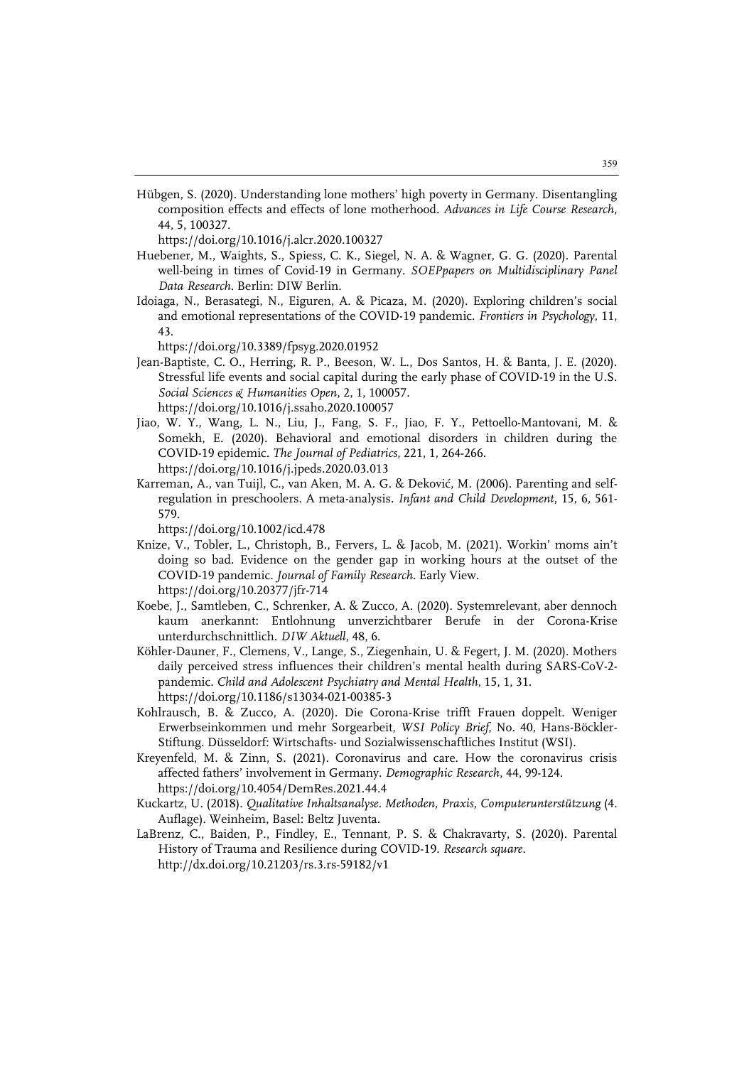Hübgen, S. (2020). Understanding lone mothers' high poverty in Germany. Disentangling composition effects and effects of lone motherhood. *Advances in Life Course Research*, 44, 5, 100327.
https://doi.org/10.1016/j.alcr.2020.100327

Huebener, M., Waights, S., Spiess, C. K., Siegel, N. A. & Wagner, G. G. (2020). Parental well-being in times of Covid-19 in Germany. *SOEPpapers on Multidisciplinary Panel Data Research*. Berlin: DIW Berlin.

Idoiaga, N., Berasategi, N., Eiguren, A. & Picaza, M. (2020). Exploring children's social and emotional representations of the COVID-19 pandemic. *Frontiers in Psychology*, 11, 43.
https://doi.org/10.3389/fpsyg.2020.01952

Jean-Baptiste, C. O., Herring, R. P., Beeson, W. L., Dos Santos, H. & Banta, J. E. (2020). Stressful life events and social capital during the early phase of COVID-19 in the U.S. *Social Sciences & Humanities Open*, 2, 1, 100057.
https://doi.org/10.1016/j.ssaho.2020.100057

Jiao, W. Y., Wang, L. N., Liu, J., Fang, S. F., Jiao, F. Y., Pettoello-Mantovani, M. & Somekh, E. (2020). Behavioral and emotional disorders in children during the COVID-19 epidemic. *The Journal of Pediatrics*, 221, 1, 264-266.
https://doi.org/10.1016/j.jpeds.2020.03.013

Karreman, A., van Tuijl, C., van Aken, M. A. G. & Deković, M. (2006). Parenting and self-regulation in preschoolers. A meta-analysis. *Infant and Child Development*, 15, 6, 561-579.
https://doi.org/10.1002/icd.478

Knize, V., Tobler, L., Christoph, B., Fervers, L. & Jacob, M. (2021). Workin' moms ain't doing so bad. Evidence on the gender gap in working hours at the outset of the COVID-19 pandemic. *Journal of Family Research*. Early View.
https://doi.org/10.20377/jfr-714

Koebe, J., Samtleben, C., Schrenker, A. & Zucco, A. (2020). Systemrelevant, aber dennoch kaum anerkannt: Entlohnung unverzichtbarer Berufe in der Corona-Krise unterdurchschnittlich. *DIW Aktuell*, 48, 6.

Köhler-Dauner, F., Clemens, V., Lange, S., Ziegenhain, U. & Fegert, J. M. (2020). Mothers daily perceived stress influences their children's mental health during SARS-CoV-2-pandemic. *Child and Adolescent Psychiatry and Mental Health*, 15, 1, 31.
https://doi.org/10.1186/s13034-021-00385-3

Kohlrausch, B. & Zucco, A. (2020). Die Corona-Krise trifft Frauen doppelt. Weniger Erwerbseinkommen und mehr Sorgearbeit, *WSI Policy Brief*, No. 40, Hans-Böckler-Stiftung. Düsseldorf: Wirtschafts- und Sozialwissenschaftliches Institut (WSI).

Kreyenfeld, M. & Zinn, S. (2021). Coronavirus and care. How the coronavirus crisis affected fathers' involvement in Germany. *Demographic Research*, 44, 99-124.
https://doi.org/10.4054/DemRes.2021.44.4

Kuckartz, U. (2018). *Qualitative Inhaltsanalyse. Methoden, Praxis, Computerunterstützung* (4. Auflage). Weinheim, Basel: Beltz Juventa.

LaBrenz, C., Baiden, P., Findley, E., Tennant, P. S. & Chakravarty, S. (2020). Parental History of Trauma and Resilience during COVID-19. *Research square*.
http://dx.doi.org/10.21203/rs.3.rs-59182/v1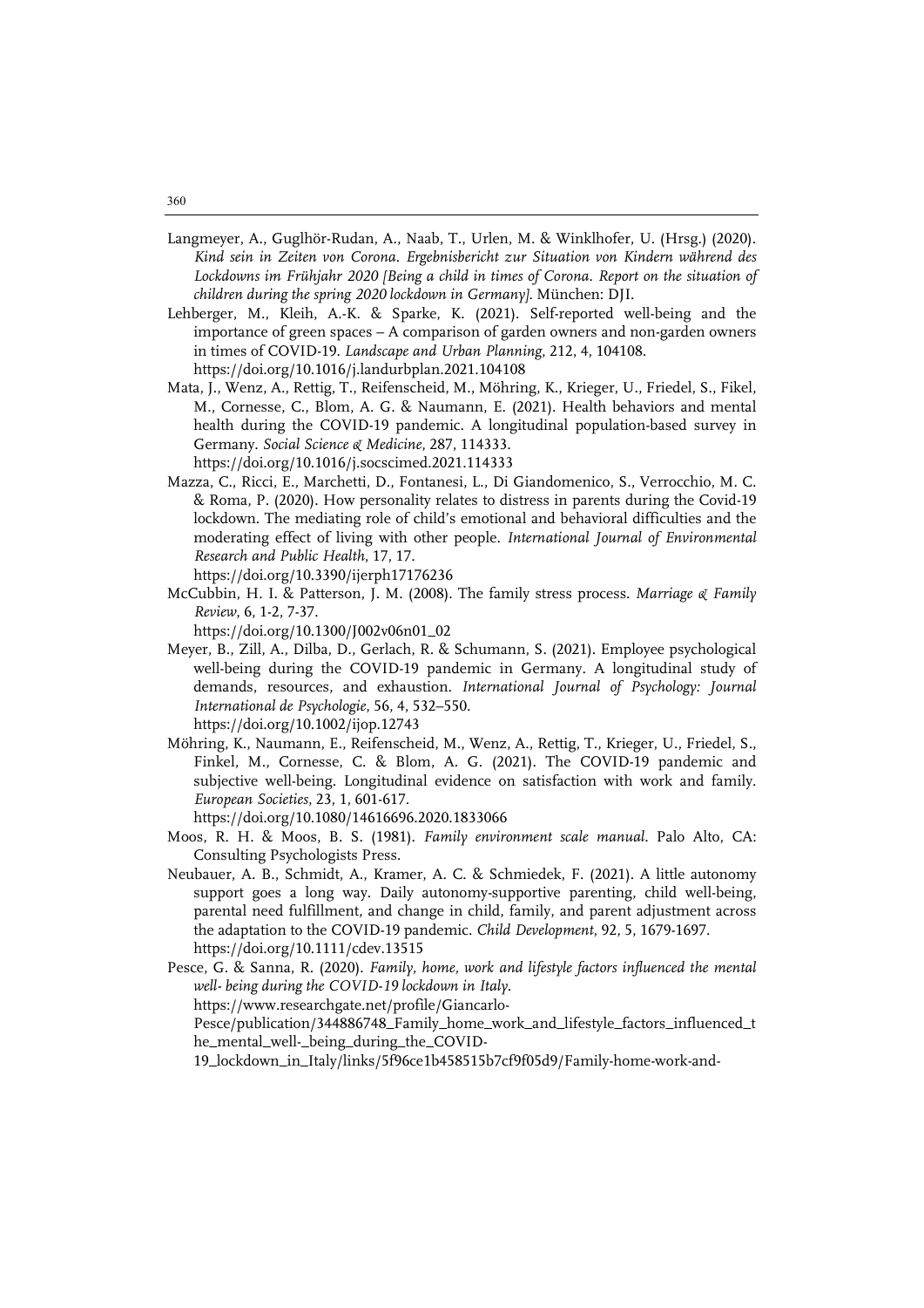Langmeyer, A., Guglhör-Rudan, A., Naab, T., Urlen, M. & Winklhofer, U. (Hrsg.) (2020). *Kind sein in Zeiten von Corona. Ergebnisbericht zur Situation von Kindern während des Lockdowns im Frühjahr 2020 [Being a child in times of Corona. Report on the situation of children during the spring 2020 lockdown in Germany].* München: DJI.

Lehberger, M., Kleih, A.-K. & Sparke, K. (2021). Self-reported well-being and the importance of green spaces – A comparison of garden owners and non-garden owners in times of COVID-19. *Landscape and Urban Planning*, 212, 4, 104108. https://doi.org/10.1016/j.landurbplan.2021.104108

Mata, J., Wenz, A., Rettig, T., Reifenscheid, M., Möhring, K., Krieger, U., Friedel, S., Fikel, M., Cornesse, C., Blom, A. G. & Naumann, E. (2021). Health behaviors and mental health during the COVID-19 pandemic. A longitudinal population-based survey in Germany. *Social Science & Medicine*, 287, 114333. https://doi.org/10.1016/j.socscimed.2021.114333

Mazza, C., Ricci, E., Marchetti, D., Fontanesi, L., Di Giandomenico, S., Verrocchio, M. C. & Roma, P. (2020). How personality relates to distress in parents during the Covid-19 lockdown. The mediating role of child's emotional and behavioral difficulties and the moderating effect of living with other people. *International Journal of Environmental Research and Public Health*, 17, 17. https://doi.org/10.3390/ijerph17176236

McCubbin, H. I. & Patterson, J. M. (2008). The family stress process. *Marriage & Family Review*, 6, 1-2, 7-37. https://doi.org/10.1300/J002v06n01_02

Meyer, B., Zill, A., Dilba, D., Gerlach, R. & Schumann, S. (2021). Employee psychological well-being during the COVID-19 pandemic in Germany. A longitudinal study of demands, resources, and exhaustion. *International Journal of Psychology: Journal International de Psychologie*, 56, 4, 532–550. https://doi.org/10.1002/ijop.12743

Möhring, K., Naumann, E., Reifenscheid, M., Wenz, A., Rettig, T., Krieger, U., Friedel, S., Finkel, M., Cornesse, C. & Blom, A. G. (2021). The COVID-19 pandemic and subjective well-being. Longitudinal evidence on satisfaction with work and family. *European Societies*, 23, 1, 601-617. https://doi.org/10.1080/14616696.2020.1833066

Moos, R. H. & Moos, B. S. (1981). *Family environment scale manual*. Palo Alto, CA: Consulting Psychologists Press.

Neubauer, A. B., Schmidt, A., Kramer, A. C. & Schmiedek, F. (2021). A little autonomy support goes a long way. Daily autonomy-supportive parenting, child well-being, parental need fulfillment, and change in child, family, and parent adjustment across the adaptation to the COVID-19 pandemic. *Child Development*, 92, 5, 1679-1697. https://doi.org/10.1111/cdev.13515

Pesce, G. & Sanna, R. (2020). *Family, home, work and lifestyle factors influenced the mental well- being during the COVID-19 lockdown in Italy*. https://www.researchgate.net/profile/Giancarlo-Pesce/publication/344886748_Family_home_work_and_lifestyle_factors_influenced_the_mental_well-_being_during_the_COVID-19_lockdown_in_Italy/links/5f96ce1b458515b7cf9f05d9/Family-home-work-and-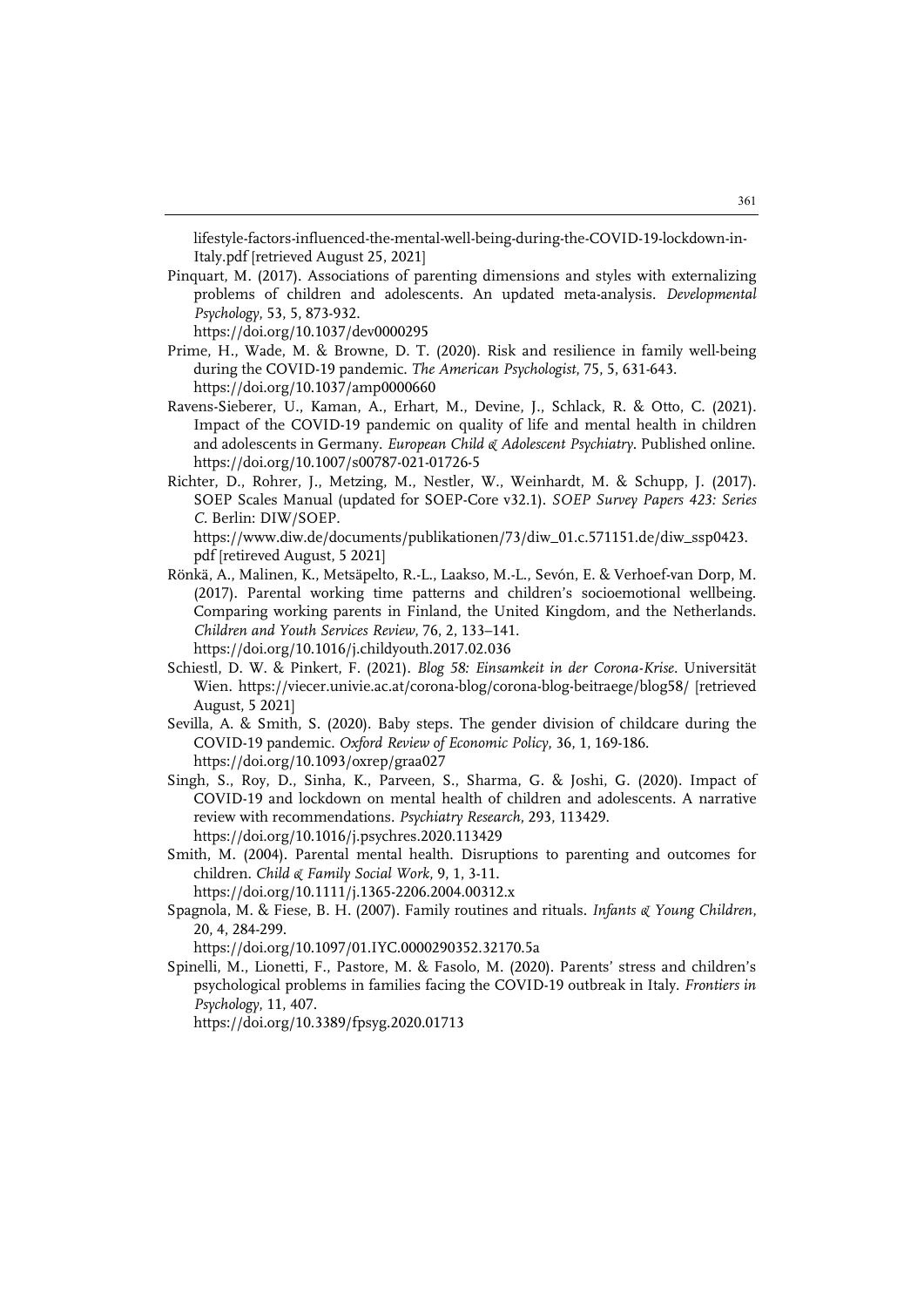lifestyle-factors-influenced-the-mental-well-being-during-the-COVID-19-lockdown-in-Italy.pdf [retrieved August 25, 2021]

Pinquart, M. (2017). Associations of parenting dimensions and styles with externalizing problems of children and adolescents. An updated meta-analysis. *Developmental Psychology*, 53, 5, 873-932. https://doi.org/10.1037/dev0000295

Prime, H., Wade, M. & Browne, D. T. (2020). Risk and resilience in family well-being during the COVID-19 pandemic. *The American Psychologist*, 75, 5, 631-643. https://doi.org/10.1037/amp0000660

Ravens-Sieberer, U., Kaman, A., Erhart, M., Devine, J., Schlack, R. & Otto, C. (2021). Impact of the COVID-19 pandemic on quality of life and mental health in children and adolescents in Germany. *European Child & Adolescent Psychiatry*. Published online. https://doi.org/10.1007/s00787-021-01726-5

Richter, D., Rohrer, J., Metzing, M., Nestler, W., Weinhardt, M. & Schupp, J. (2017). SOEP Scales Manual (updated for SOEP-Core v32.1). *SOEP Survey Papers 423: Series C*. Berlin: DIW/SOEP. https://www.diw.de/documents/publikationen/73/diw_01.c.571151.de/diw_ssp0423.pdf [retireved August, 5 2021]

Rönkä, A., Malinen, K., Metsäpelto, R.-L., Laakso, M.-L., Sevón, E. & Verhoef-van Dorp, M. (2017). Parental working time patterns and children's socioemotional wellbeing. Comparing working parents in Finland, the United Kingdom, and the Netherlands. *Children and Youth Services Review*, 76, 2, 133–141. https://doi.org/10.1016/j.childyouth.2017.02.036

Schiestl, D. W. & Pinkert, F. (2021). *Blog 58: Einsamkeit in der Corona-Krise*. Universität Wien. https://viecer.univie.ac.at/corona-blog/corona-blog-beitraege/blog58/ [retrieved August, 5 2021]

Sevilla, A. & Smith, S. (2020). Baby steps. The gender division of childcare during the COVID-19 pandemic. *Oxford Review of Economic Policy*, 36, 1, 169-186. https://doi.org/10.1093/oxrep/graa027

Singh, S., Roy, D., Sinha, K., Parveen, S., Sharma, G. & Joshi, G. (2020). Impact of COVID-19 and lockdown on mental health of children and adolescents. A narrative review with recommendations. *Psychiatry Research*, 293, 113429. https://doi.org/10.1016/j.psychres.2020.113429

Smith, M. (2004). Parental mental health. Disruptions to parenting and outcomes for children. *Child & Family Social Work*, 9, 1, 3-11. https://doi.org/10.1111/j.1365-2206.2004.00312.x

Spagnola, M. & Fiese, B. H. (2007). Family routines and rituals. *Infants & Young Children*, 20, 4, 284-299. https://doi.org/10.1097/01.IYC.0000290352.32170.5a

Spinelli, M., Lionetti, F., Pastore, M. & Fasolo, M. (2020). Parents' stress and children's psychological problems in families facing the COVID-19 outbreak in Italy. *Frontiers in Psychology*, 11, 407. https://doi.org/10.3389/fpsyg.2020.01713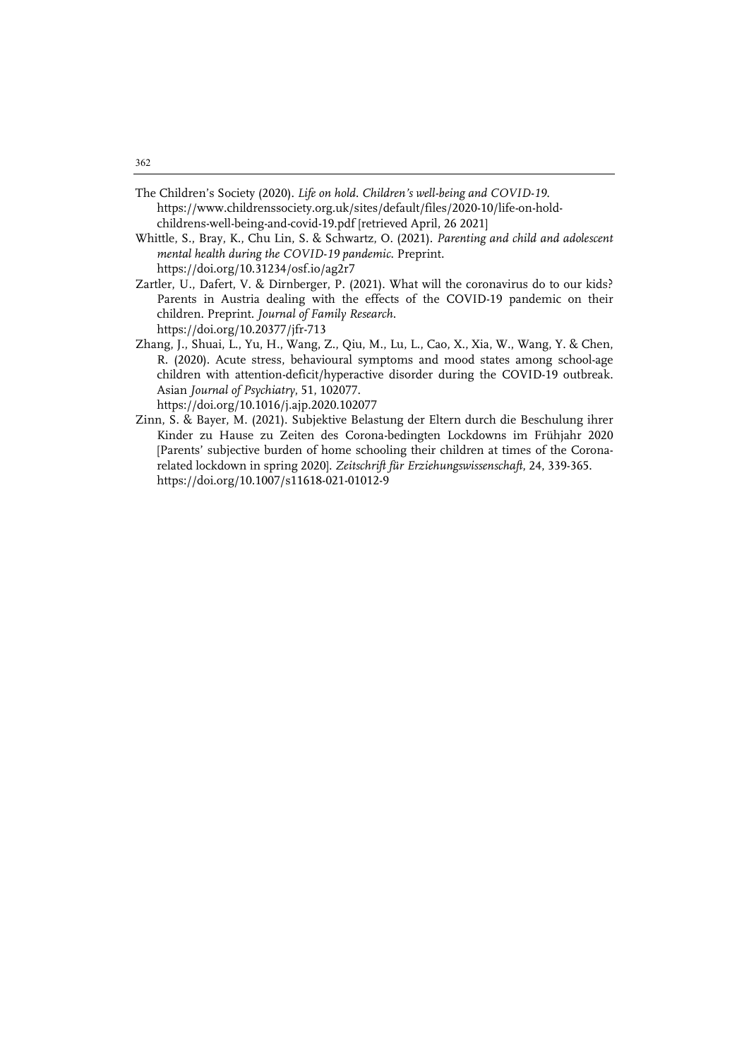The Children's Society (2020). *Life on hold. Children's well-being and COVID-19.* https://www.childrenssociety.org.uk/sites/default/files/2020-10/life-on-hold-childrens-well-being-and-covid-19.pdf [retrieved April, 26 2021]

Whittle, S., Bray, K., Chu Lin, S. & Schwartz, O. (2021). *Parenting and child and adolescent mental health during the COVID-19 pandemic*. Preprint. https://doi.org/10.31234/osf.io/ag2r7

Zartler, U., Dafert, V. & Dirnberger, P. (2021). What will the coronavirus do to our kids? Parents in Austria dealing with the effects of the COVID-19 pandemic on their children. Preprint. *Journal of Family Research*. https://doi.org/10.20377/jfr-713

Zhang, J., Shuai, L., Yu, H., Wang, Z., Qiu, M., Lu, L., Cao, X., Xia, W., Wang, Y. & Chen, R. (2020). Acute stress, behavioural symptoms and mood states among school-age children with attention-deficit/hyperactive disorder during the COVID-19 outbreak. Asian *Journal of Psychiatry*, 51, 102077. https://doi.org/10.1016/j.ajp.2020.102077

Zinn, S. & Bayer, M. (2021). Subjektive Belastung der Eltern durch die Beschulung ihrer Kinder zu Hause zu Zeiten des Corona-bedingten Lockdowns im Frühjahr 2020 [Parents' subjective burden of home schooling their children at times of the Corona-related lockdown in spring 2020]. *Zeitschrift für Erziehungswissenschaft*, 24, 339-365. https://doi.org/10.1007/s11618-021-01012-9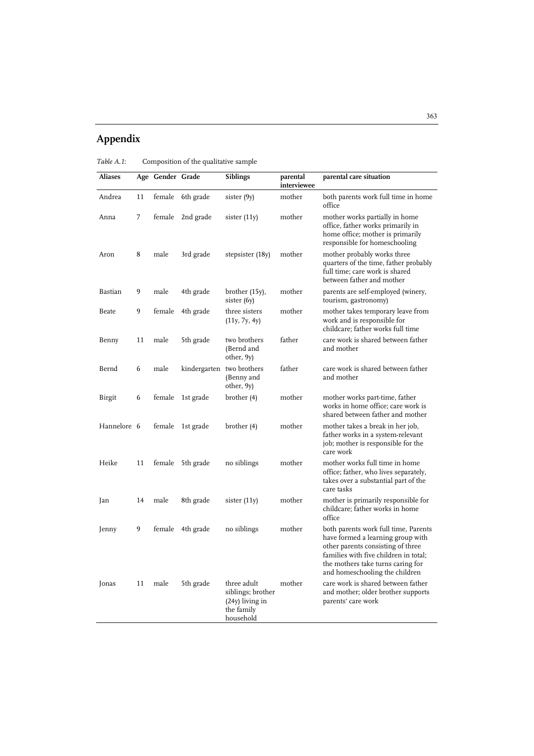# Appendix

*Table A.1*: Composition of the qualitative sample

| Aliases | Age | Gender | Grade | Siblings | parental interviewee | parental care situation |
|---|---|---|---|---|---|---|
| Andrea | 11 | female | 6th grade | sister (9y) | mother | both parents work full time in home office |
| Anna | 7 | female | 2nd grade | sister (11y) | mother | mother works partially in home office, father works primarily in home office; mother is primarily responsible for homeschooling |
| Aron | 8 | male | 3rd grade | stepsister (18y) | mother | mother probably works three quarters of the time, father probably full time; care work is shared between father and mother |
| Bastian | 9 | male | 4th grade | brother (15y), sister (6y) | mother | parents are self-employed (winery, tourism, gastronomy) |
| Beate | 9 | female | 4th grade | three sisters (11y, 7y, 4y) | mother | mother takes temporary leave from work and is responsible for childcare; father works full time |
| Benny | 11 | male | 5th grade | two brothers (Bernd and other, 9y) | father | care work is shared between father and mother |
| Bernd | 6 | male | kindergarten | two brothers (Benny and other, 9y) | father | care work is shared between father and mother |
| Birgit | 6 | female | 1st grade | brother (4) | mother | mother works part-time, father works in home office; care work is shared between father and mother |
| Hannelore | 6 | female | 1st grade | brother (4) | mother | mother takes a break in her job, father works in a system-relevant job; mother is responsible for the care work |
| Heike | 11 | female | 5th grade | no siblings | mother | mother works full time in home office; father, who lives separately, takes over a substantial part of the care tasks |
| Jan | 14 | male | 8th grade | sister (11y) | mother | mother is primarily responsible for childcare; father works in home office |
| Jenny | 9 | female | 4th grade | no siblings | mother | both parents work full time, Parents have formed a learning group with other parents consisting of three families with five children in total; the mothers take turns caring for and homeschooling the children |
| Jonas | 11 | male | 5th grade | three adult siblings; brother (24y) living in the family household | mother | care work is shared between father and mother; older brother supports parents' care work |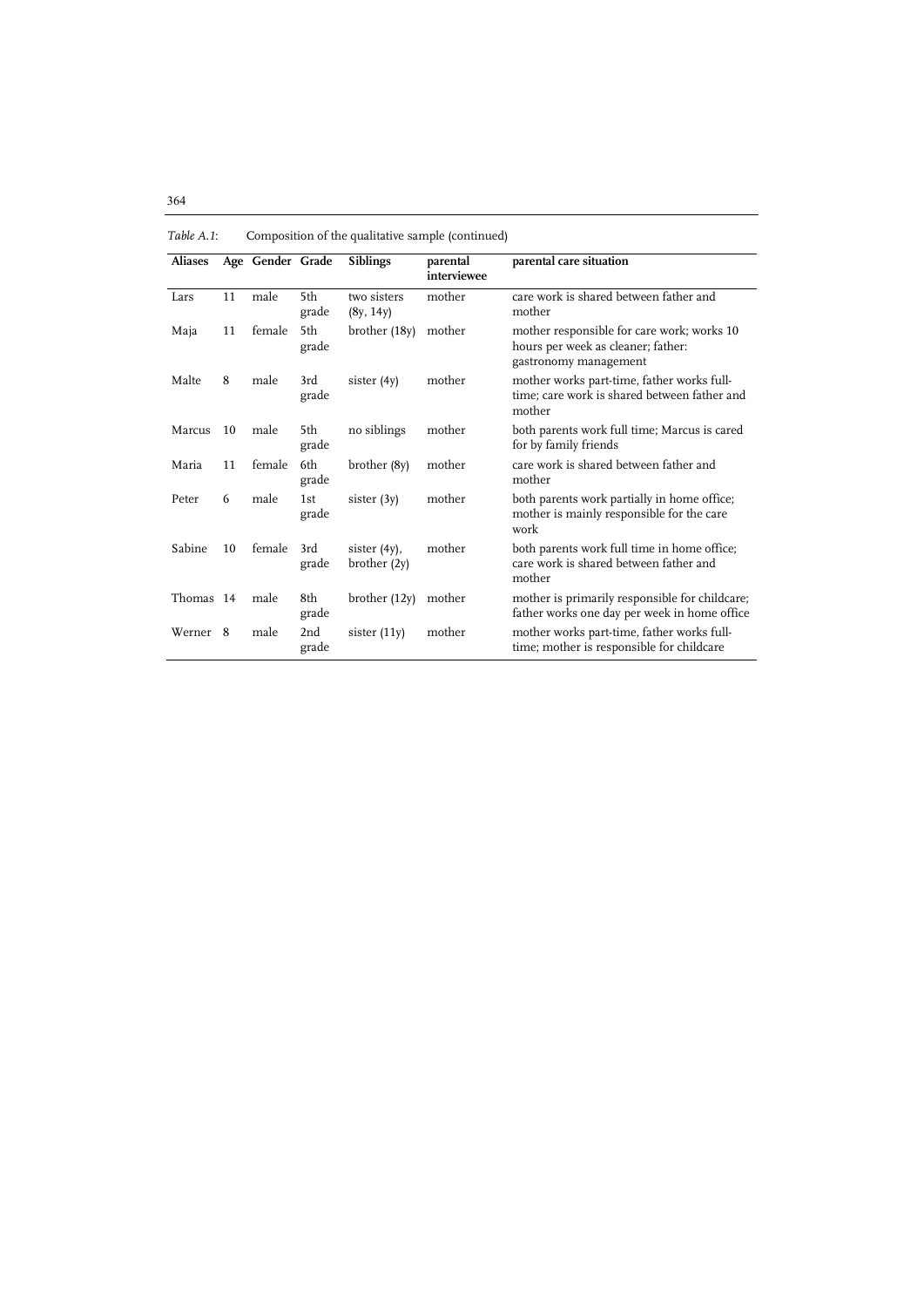*Table A.1*: Composition of the qualitative sample (continued)

| Aliases | Age | Gender | Grade | Siblings | parental interviewee | parental care situation |
|---|---|---|---|---|---|---|
| Lars | 11 | male | 5th grade | two sisters (8y, 14y) | mother | care work is shared between father and mother |
| Maja | 11 | female | 5th grade | brother (18y) | mother | mother responsible for care work; works 10 hours per week as cleaner; father: gastronomy management |
| Malte | 8 | male | 3rd grade | sister (4y) | mother | mother works part-time, father works full-time; care work is shared between father and mother |
| Marcus | 10 | male | 5th grade | no siblings | mother | both parents work full time; Marcus is cared for by family friends |
| Maria | 11 | female | 6th grade | brother (8y) | mother | care work is shared between father and mother |
| Peter | 6 | male | 1st grade | sister (3y) | mother | both parents work partially in home office; mother is mainly responsible for the care work |
| Sabine | 10 | female | 3rd grade | sister (4y), brother (2y) | mother | both parents work full time in home office; care work is shared between father and mother |
| Thomas | 14 | male | 8th grade | brother (12y) | mother | mother is primarily responsible for childcare; father works one day per week in home office |
| Werner | 8 | male | 2nd grade | sister (11y) | mother | mother works part-time, father works full-time; mother is responsible for childcare |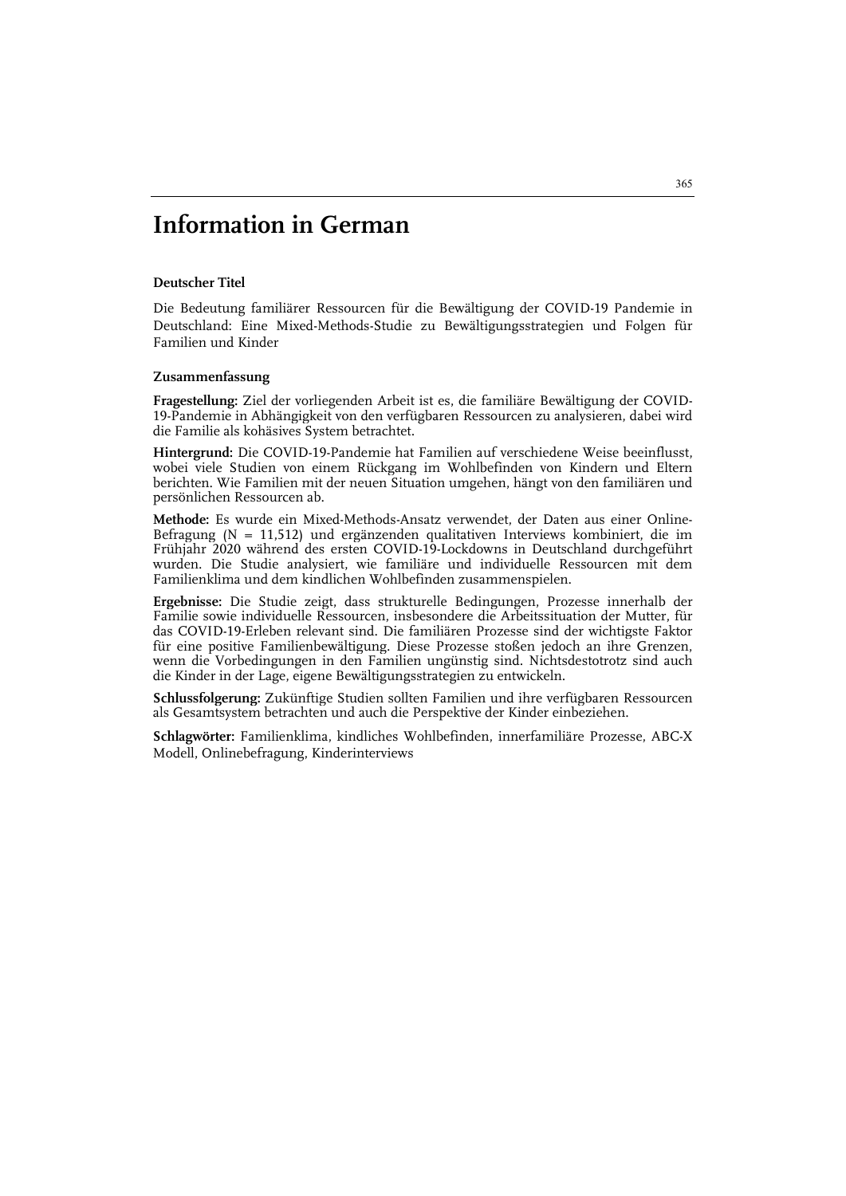# Information in German

### Deutscher Titel

Die Bedeutung familiärer Ressourcen für die Bewältigung der COVID-19 Pandemie in Deutschland: Eine Mixed-Methods-Studie zu Bewältigungsstrategien und Folgen für Familien und Kinder

### Zusammenfassung

**Fragestellung:** Ziel der vorliegenden Arbeit ist es, die familiäre Bewältigung der COVID-19-Pandemie in Abhängigkeit von den verfügbaren Ressourcen zu analysieren, dabei wird die Familie als kohäsives System betrachtet.

**Hintergrund:** Die COVID-19-Pandemie hat Familien auf verschiedene Weise beeinflusst, wobei viele Studien von einem Rückgang im Wohlbefinden von Kindern und Eltern berichten. Wie Familien mit der neuen Situation umgehen, hängt von den familiären und persönlichen Ressourcen ab.

**Methode:** Es wurde ein Mixed-Methods-Ansatz verwendet, der Daten aus einer Online-Befragung (N = 11,512) und ergänzenden qualitativen Interviews kombiniert, die im Frühjahr 2020 während des ersten COVID-19-Lockdowns in Deutschland durchgeführt wurden. Die Studie analysiert, wie familiäre und individuelle Ressourcen mit dem Familienklima und dem kindlichen Wohlbefinden zusammenspielen.

**Ergebnisse:** Die Studie zeigt, dass strukturelle Bedingungen, Prozesse innerhalb der Familie sowie individuelle Ressourcen, insbesondere die Arbeitssituation der Mutter, für das COVID-19-Erleben relevant sind. Die familiären Prozesse sind der wichtigste Faktor für eine positive Familienbewältigung. Diese Prozesse stoßen jedoch an ihre Grenzen, wenn die Vorbedingungen in den Familien ungünstig sind. Nichtsdestotrotz sind auch die Kinder in der Lage, eigene Bewältigungsstrategien zu entwickeln.

**Schlussfolgerung:** Zukünftige Studien sollten Familien und ihre verfügbaren Ressourcen als Gesamtsystem betrachten und auch die Perspektive der Kinder einbeziehen.

**Schlagwörter:** Familienklima, kindliches Wohlbefinden, innerfamiliäre Prozesse, ABC-X Modell, Onlinebefragung, Kinderinterviews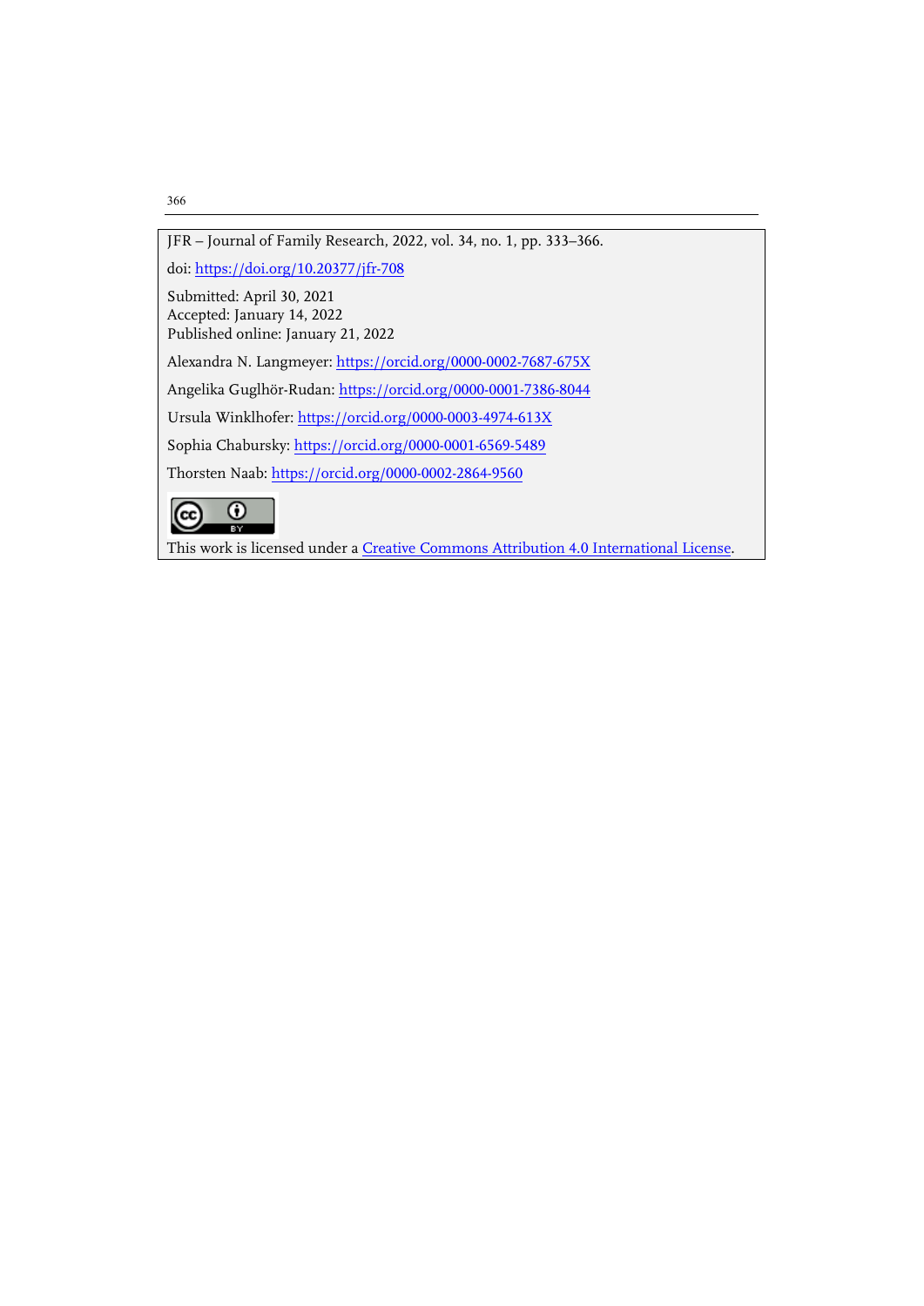JFR – Journal of Family Research, 2022, vol. 34, no. 1, pp. 333–366.

doi: https://doi.org/10.20377/jfr-708

Submitted: April 30, 2021
Accepted: January 14, 2022
Published online: January 21, 2022

Alexandra N. Langmeyer: https://orcid.org/0000-0002-7687-675X

Angelika Guglhör-Rudan: https://orcid.org/0000-0001-7386-8044

Ursula Winklhofer: https://orcid.org/0000-0003-4974-613X

Sophia Chabursky: https://orcid.org/0000-0001-6569-5489

Thorsten Naab: https://orcid.org/0000-0002-2864-9560

This work is licensed under a Creative Commons Attribution 4.0 International License.